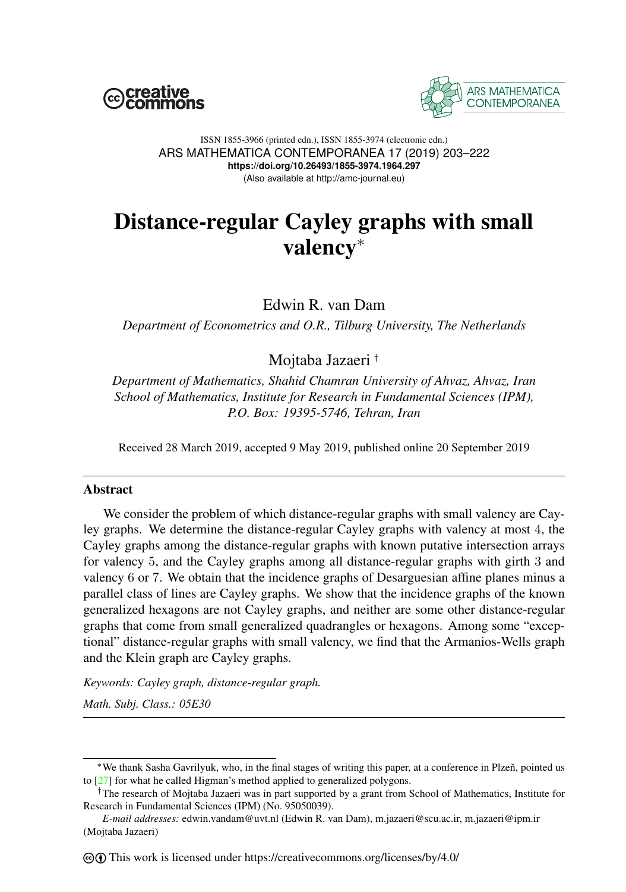ISSN 1855-3966 (printed edn.), ISSN 1855-3974 (electronic edn.)
ARS MATHEMATICA CONTEMPORANEA 17 (2019) 203–222
**https://doi.org/10.26493/1855-3974.1964.297**
(Also available at http://amc-journal.eu)

# Distance-regular Cayley graphs with small valency*

Edwin R. van Dam

*Department of Econometrics and O.R., Tilburg University, The Netherlands*

Mojtaba Jazaeri †

*Department of Mathematics, Shahid Chamran University of Ahvaz, Ahvaz, Iran*
*School of Mathematics, Institute for Research in Fundamental Sciences (IPM), P.O. Box: 19395-5746, Tehran, Iran*

Received 28 March 2019, accepted 9 May 2019, published online 20 September 2019

## Abstract

We consider the problem of which distance-regular graphs with small valency are Cayley graphs. We determine the distance-regular Cayley graphs with valency at most $4$, the Cayley graphs among the distance-regular graphs with known putative intersection arrays for valency $5$, and the Cayley graphs among all distance-regular graphs with girth $3$ and valency $6$ or $7$. We obtain that the incidence graphs of Desarguesian affine planes minus a parallel class of lines are Cayley graphs. We show that the incidence graphs of the known generalized hexagons are not Cayley graphs, and neither are some other distance-regular graphs that come from small generalized quadrangles or hexagons. Among some "exceptional" distance-regular graphs with small valency, we find that the Armanios-Wells graph and the Klein graph are Cayley graphs.

*Keywords: Cayley graph, distance-regular graph.*

*Math. Subj. Class.: 05E30*

---

*We thank Sasha Gavrilyuk, who, in the final stages of writing this paper, at a conference in Plzeň, pointed us to [27] for what he called Higman's method applied to generalized polygons.

†The research of Mojtaba Jazaeri was in part supported by a grant from School of Mathematics, Institute for Research in Fundamental Sciences (IPM) (No. 95050039).

*E-mail addresses:* edwin.vandam@uvt.nl (Edwin R. van Dam), m.jazaeri@scu.ac.ir, m.jazaeri@ipm.ir (Mojtaba Jazaeri)

This work is licensed under https://creativecommons.org/licenses/by/4.0/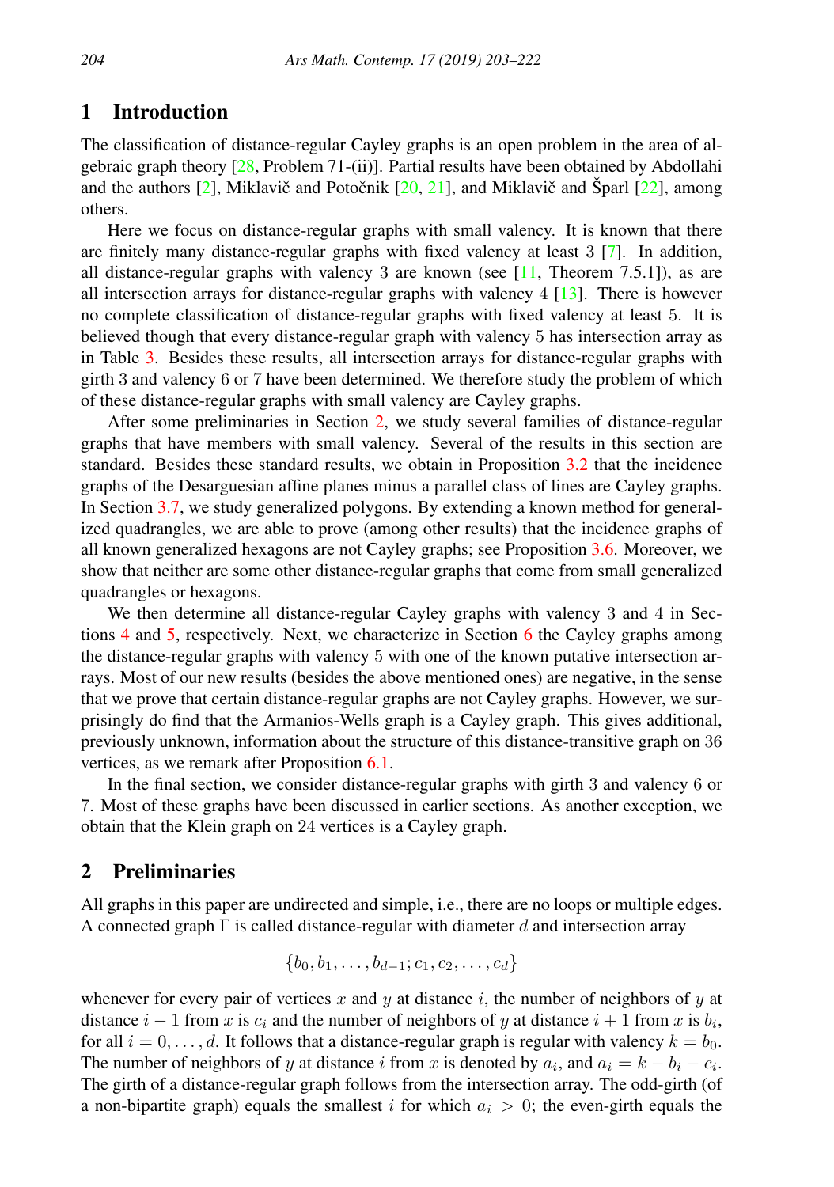## 1 Introduction

The classification of distance-regular Cayley graphs is an open problem in the area of algebraic graph theory [28, Problem 71-(ii)]. Partial results have been obtained by Abdollahi and the authors [2], Miklavič and Potočnik [20, 21], and Miklavič and Šparl [22], among others.

Here we focus on distance-regular graphs with small valency. It is known that there are finitely many distance-regular graphs with fixed valency at least 3 [7]. In addition, all distance-regular graphs with valency 3 are known (see [11, Theorem 7.5.1]), as are all intersection arrays for distance-regular graphs with valency 4 [13]. There is however no complete classification of distance-regular graphs with fixed valency at least 5. It is believed though that every distance-regular graph with valency 5 has intersection array as in Table 3. Besides these results, all intersection arrays for distance-regular graphs with girth 3 and valency 6 or 7 have been determined. We therefore study the problem of which of these distance-regular graphs with small valency are Cayley graphs.

After some preliminaries in Section 2, we study several families of distance-regular graphs that have members with small valency. Several of the results in this section are standard. Besides these standard results, we obtain in Proposition 3.2 that the incidence graphs of the Desarguesian affine planes minus a parallel class of lines are Cayley graphs. In Section 3.7, we study generalized polygons. By extending a known method for generalized quadrangles, we are able to prove (among other results) that the incidence graphs of all known generalized hexagons are not Cayley graphs; see Proposition 3.6. Moreover, we show that neither are some other distance-regular graphs that come from small generalized quadrangles or hexagons.

We then determine all distance-regular Cayley graphs with valency 3 and 4 in Sections 4 and 5, respectively. Next, we characterize in Section 6 the Cayley graphs among the distance-regular graphs with valency 5 with one of the known putative intersection arrays. Most of our new results (besides the above mentioned ones) are negative, in the sense that we prove that certain distance-regular graphs are not Cayley graphs. However, we surprisingly do find that the Armanios-Wells graph is a Cayley graph. This gives additional, previously unknown, information about the structure of this distance-transitive graph on 36 vertices, as we remark after Proposition 6.1.

In the final section, we consider distance-regular graphs with girth 3 and valency 6 or 7. Most of these graphs have been discussed in earlier sections. As another exception, we obtain that the Klein graph on 24 vertices is a Cayley graph.

## 2 Preliminaries

All graphs in this paper are undirected and simple, i.e., there are no loops or multiple edges. A connected graph $\Gamma$ is called distance-regular with diameter $d$ and intersection array

$$\{b_0, b_1, \ldots, b_{d-1}; c_1, c_2, \ldots, c_d\}$$

whenever for every pair of vertices $x$ and $y$ at distance $i$, the number of neighbors of $y$ at distance $i-1$ from $x$ is $c_i$ and the number of neighbors of $y$ at distance $i+1$ from $x$ is $b_i$, for all $i = 0, \ldots, d$. It follows that a distance-regular graph is regular with valency $k = b_0$. The number of neighbors of $y$ at distance $i$ from $x$ is denoted by $a_i$, and $a_i = k - b_i - c_i$. The girth of a distance-regular graph follows from the intersection array. The odd-girth (of a non-bipartite graph) equals the smallest $i$ for which $a_i > 0$; the even-girth equals the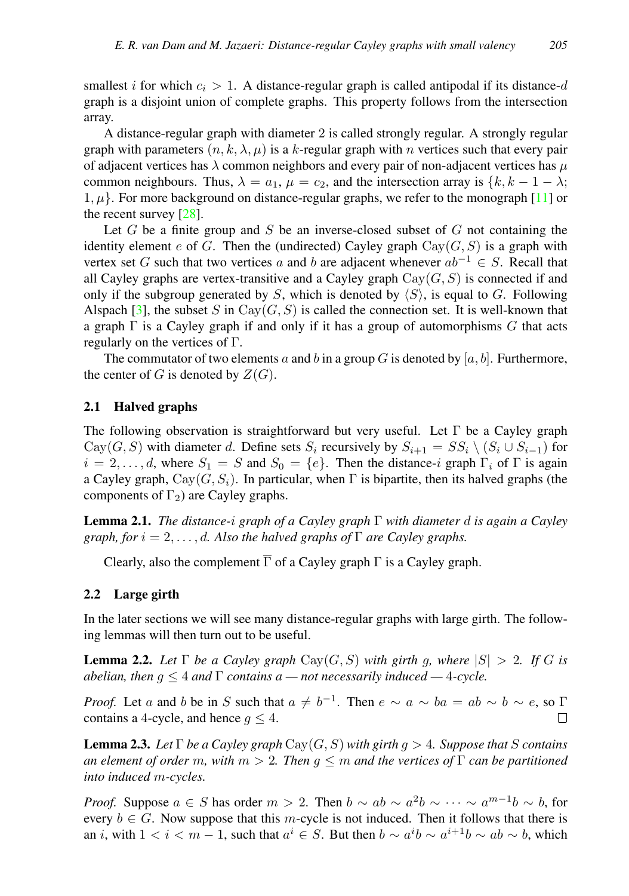smallest $i$ for which $c_i > 1$. A distance-regular graph is called antipodal if its distance-$d$ graph is a disjoint union of complete graphs. This property follows from the intersection array.

A distance-regular graph with diameter 2 is called strongly regular. A strongly regular graph with parameters $(n, k, \lambda, \mu)$ is a $k$-regular graph with $n$ vertices such that every pair of adjacent vertices has $\lambda$ common neighbors and every pair of non-adjacent vertices has $\mu$ common neighbours. Thus, $\lambda = a_1$, $\mu = c_2$, and the intersection array is $\{k, k-1-\lambda; 1, \mu\}$. For more background on distance-regular graphs, we refer to the monograph [11] or the recent survey [28].

Let $G$ be a finite group and $S$ be an inverse-closed subset of $G$ not containing the identity element $e$ of $G$. Then the (undirected) Cayley graph $\mathrm{Cay}(G, S)$ is a graph with vertex set $G$ such that two vertices $a$ and $b$ are adjacent whenever $ab^{-1} \in S$. Recall that all Cayley graphs are vertex-transitive and a Cayley graph $\mathrm{Cay}(G, S)$ is connected if and only if the subgroup generated by $S$, which is denoted by $\langle S \rangle$, is equal to $G$. Following Alspach [3], the subset $S$ in $\mathrm{Cay}(G, S)$ is called the connection set. It is well-known that a graph $\Gamma$ is a Cayley graph if and only if it has a group of automorphisms $G$ that acts regularly on the vertices of $\Gamma$.

The commutator of two elements $a$ and $b$ in a group $G$ is denoted by $[a, b]$. Furthermore, the center of $G$ is denoted by $Z(G)$.

### 2.1 Halved graphs

The following observation is straightforward but very useful. Let $\Gamma$ be a Cayley graph $\mathrm{Cay}(G, S)$ with diameter $d$. Define sets $S_i$ recursively by $S_{i+1} = SS_i \setminus (S_i \cup S_{i-1})$ for $i = 2, \ldots, d$, where $S_1 = S$ and $S_0 = \{e\}$. Then the distance-$i$ graph $\Gamma_i$ of $\Gamma$ is again a Cayley graph, $\mathrm{Cay}(G, S_i)$. In particular, when $\Gamma$ is bipartite, then its halved graphs (the components of $\Gamma_2$) are Cayley graphs.

**Lemma 2.1.** *The distance-$i$ graph of a Cayley graph $\Gamma$ with diameter $d$ is again a Cayley graph, for $i = 2, \ldots, d$. Also the halved graphs of $\Gamma$ are Cayley graphs.*

Clearly, also the complement $\overline{\Gamma}$ of a Cayley graph $\Gamma$ is a Cayley graph.

### 2.2 Large girth

In the later sections we will see many distance-regular graphs with large girth. The following lemmas will then turn out to be useful.

**Lemma 2.2.** *Let $\Gamma$ be a Cayley graph $\mathrm{Cay}(G, S)$ with girth $g$, where $|S| > 2$. If $G$ is abelian, then $g \leq 4$ and $\Gamma$ contains a — not necessarily induced — 4-cycle.*

*Proof.* Let $a$ and $b$ be in $S$ such that $a \neq b^{-1}$. Then $e \sim a \sim ba = ab \sim b \sim e$, so $\Gamma$ contains a 4-cycle, and hence $g \leq 4$. □

**Lemma 2.3.** *Let $\Gamma$ be a Cayley graph $\mathrm{Cay}(G, S)$ with girth $g > 4$. Suppose that $S$ contains an element of order $m$, with $m > 2$. Then $g \leq m$ and the vertices of $\Gamma$ can be partitioned into induced $m$-cycles.*

*Proof.* Suppose $a \in S$ has order $m > 2$. Then $b \sim ab \sim a^2b \sim \cdots \sim a^{m-1}b \sim b$, for every $b \in G$. Now suppose that this $m$-cycle is not induced. Then it follows that there is an $i$, with $1 < i < m-1$, such that $a^i \in S$. But then $b \sim a^ib \sim a^{i+1}b \sim ab \sim b$, which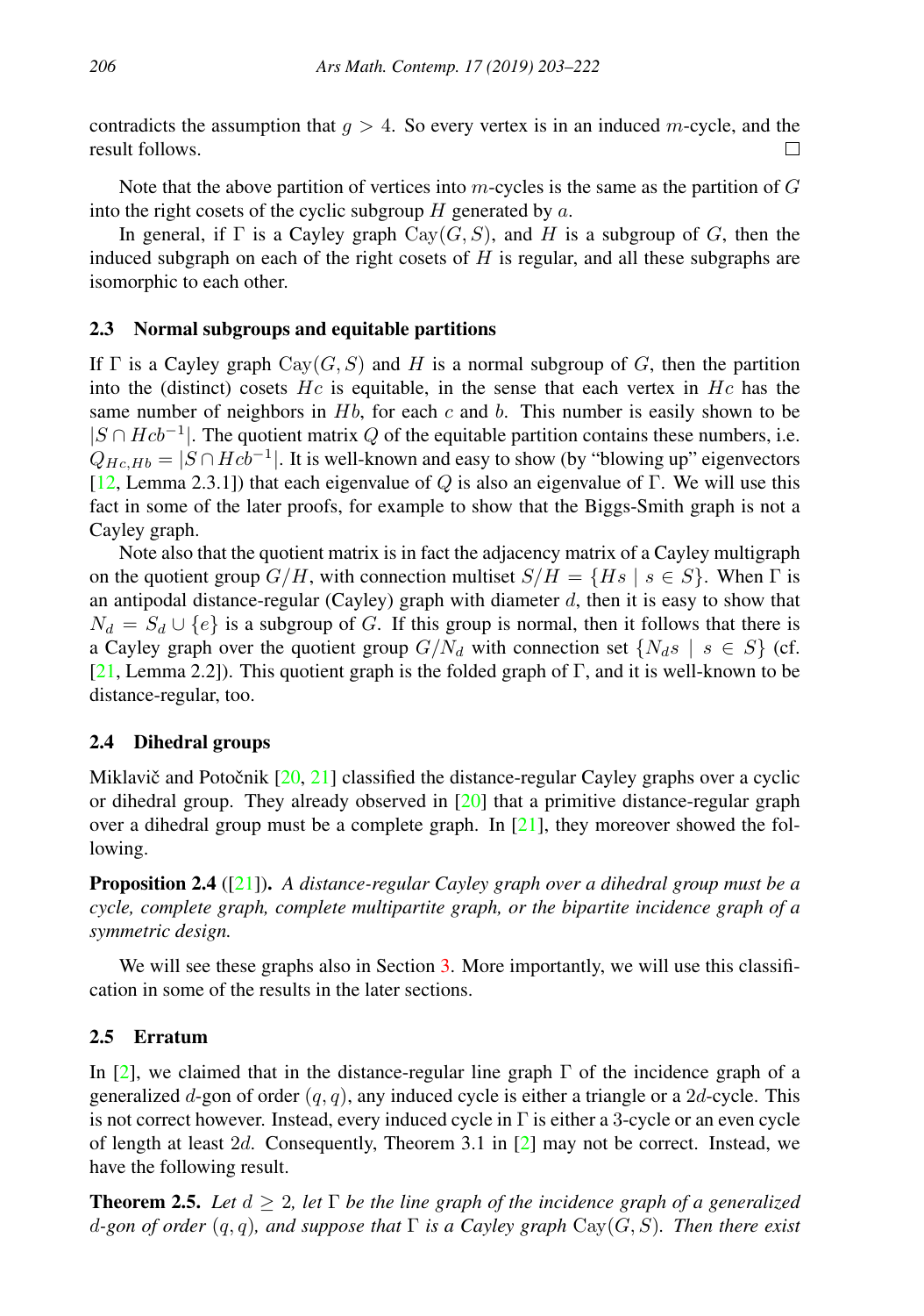contradicts the assumption that $g > 4$. So every vertex is in an induced $m$-cycle, and the result follows. □

Note that the above partition of vertices into $m$-cycles is the same as the partition of $G$ into the right cosets of the cyclic subgroup $H$ generated by $a$.

In general, if $\Gamma$ is a Cayley graph $\mathrm{Cay}(G, S)$, and $H$ is a subgroup of $G$, then the induced subgraph on each of the right cosets of $H$ is regular, and all these subgraphs are isomorphic to each other.

### 2.3 Normal subgroups and equitable partitions

If $\Gamma$ is a Cayley graph $\mathrm{Cay}(G, S)$ and $H$ is a normal subgroup of $G$, then the partition into the (distinct) cosets $Hc$ is equitable, in the sense that each vertex in $Hc$ has the same number of neighbors in $Hb$, for each $c$ and $b$. This number is easily shown to be $|S \cap Hcb^{-1}|$. The quotient matrix $Q$ of the equitable partition contains these numbers, i.e. $Q_{Hc,Hb} = |S \cap Hcb^{-1}|$. It is well-known and easy to show (by "blowing up" eigenvectors [12, Lemma 2.3.1]) that each eigenvalue of $Q$ is also an eigenvalue of $\Gamma$. We will use this fact in some of the later proofs, for example to show that the Biggs-Smith graph is not a Cayley graph.

Note also that the quotient matrix is in fact the adjacency matrix of a Cayley multigraph on the quotient group $G/H$, with connection multiset $S/H = \{Hs \mid s \in S\}$. When $\Gamma$ is an antipodal distance-regular (Cayley) graph with diameter $d$, then it is easy to show that $N_d = S_d \cup \{e\}$ is a subgroup of $G$. If this group is normal, then it follows that there is a Cayley graph over the quotient group $G/N_d$ with connection set $\{N_d s \mid s \in S\}$ (cf. [21, Lemma 2.2]). This quotient graph is the folded graph of $\Gamma$, and it is well-known to be distance-regular, too.

### 2.4 Dihedral groups

Miklavič and Potočnik [20, 21] classified the distance-regular Cayley graphs over a cyclic or dihedral group. They already observed in [20] that a primitive distance-regular graph over a dihedral group must be a complete graph. In [21], they moreover showed the following.

**Proposition 2.4** ([21])**.** *A distance-regular Cayley graph over a dihedral group must be a cycle, complete graph, complete multipartite graph, or the bipartite incidence graph of a symmetric design.*

We will see these graphs also in Section 3. More importantly, we will use this classification in some of the results in the later sections.

### 2.5 Erratum

In [2], we claimed that in the distance-regular line graph $\Gamma$ of the incidence graph of a generalized $d$-gon of order $(q, q)$, any induced cycle is either a triangle or a $2d$-cycle. This is not correct however. Instead, every induced cycle in $\Gamma$ is either a 3-cycle or an even cycle of length at least $2d$. Consequently, Theorem 3.1 in [2] may not be correct. Instead, we have the following result.

**Theorem 2.5.** *Let $d \geq 2$, let $\Gamma$ be the line graph of the incidence graph of a generalized $d$-gon of order $(q, q)$, and suppose that $\Gamma$ is a Cayley graph $\mathrm{Cay}(G, S)$. Then there exist*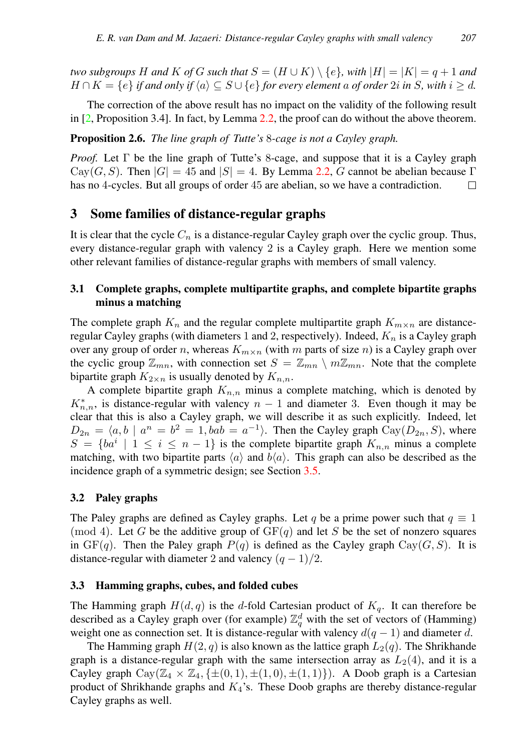*two subgroups $H$ and $K$ of $G$ such that $S = (H \cup K) \setminus \{e\}$, with $|H| = |K| = q+1$ and $H \cap K = \{e\}$ if and only if $\langle a \rangle \subseteq S \cup \{e\}$ for every element $a$ of order $2i$ in $S$, with $i \geq d$.*

The correction of the above result has no impact on the validity of the following result in [2, Proposition 3.4]. In fact, by Lemma 2.2, the proof can do without the above theorem.

**Proposition 2.6.** *The line graph of Tutte's 8-cage is not a Cayley graph.*

*Proof.* Let $\Gamma$ be the line graph of Tutte's 8-cage, and suppose that it is a Cayley graph $\mathrm{Cay}(G, S)$. Then $|G| = 45$ and $|S| = 4$. By Lemma 2.2, $G$ cannot be abelian because $\Gamma$ has no 4-cycles. But all groups of order 45 are abelian, so we have a contradiction. $\square$

## 3 Some families of distance-regular graphs

It is clear that the cycle $C_n$ is a distance-regular Cayley graph over the cyclic group. Thus, every distance-regular graph with valency 2 is a Cayley graph. Here we mention some other relevant families of distance-regular graphs with members of small valency.

### 3.1 Complete graphs, complete multipartite graphs, and complete bipartite graphs minus a matching

The complete graph $K_n$ and the regular complete multipartite graph $K_{m \times n}$ are distance-regular Cayley graphs (with diameters 1 and 2, respectively). Indeed, $K_n$ is a Cayley graph over any group of order $n$, whereas $K_{m \times n}$ (with $m$ parts of size $n$) is a Cayley graph over the cyclic group $\mathbb{Z}_{mn}$, with connection set $S = \mathbb{Z}_{mn} \setminus m\mathbb{Z}_{mn}$. Note that the complete bipartite graph $K_{2 \times n}$ is usually denoted by $K_{n,n}$.

A complete bipartite graph $K_{n,n}$ minus a complete matching, which is denoted by $K^*_{n,n}$, is distance-regular with valency $n-1$ and diameter 3. Even though it may be clear that this is also a Cayley graph, we will describe it as such explicitly. Indeed, let $D_{2n} = \langle a, b \mid a^n = b^2 = 1, bab = a^{-1} \rangle$. Then the Cayley graph $\mathrm{Cay}(D_{2n}, S)$, where $S = \{ba^i \mid 1 \leq i \leq n-1\}$ is the complete bipartite graph $K_{n,n}$ minus a complete matching, with two bipartite parts $\langle a \rangle$ and $b\langle a \rangle$. This graph can also be described as the incidence graph of a symmetric design; see Section 3.5.

### 3.2 Paley graphs

The Paley graphs are defined as Cayley graphs. Let $q$ be a prime power such that $q \equiv 1 \pmod 4$. Let $G$ be the additive group of $\mathrm{GF}(q)$ and let $S$ be the set of nonzero squares in $\mathrm{GF}(q)$. Then the Paley graph $P(q)$ is defined as the Cayley graph $\mathrm{Cay}(G, S)$. It is distance-regular with diameter 2 and valency $(q-1)/2$.

### 3.3 Hamming graphs, cubes, and folded cubes

The Hamming graph $H(d, q)$ is the $d$-fold Cartesian product of $K_q$. It can therefore be described as a Cayley graph over (for example) $\mathbb{Z}_q^d$ with the set of vectors of (Hamming) weight one as connection set. It is distance-regular with valency $d(q-1)$ and diameter $d$.

The Hamming graph $H(2, q)$ is also known as the lattice graph $L_2(q)$. The Shrikhande graph is a distance-regular graph with the same intersection array as $L_2(4)$, and it is a Cayley graph $\mathrm{Cay}(\mathbb{Z}_4 \times \mathbb{Z}_4, \{\pm(0,1), \pm(1,0), \pm(1,1)\})$. A Doob graph is a Cartesian product of Shrikhande graphs and $K_4$'s. These Doob graphs are thereby distance-regular Cayley graphs as well.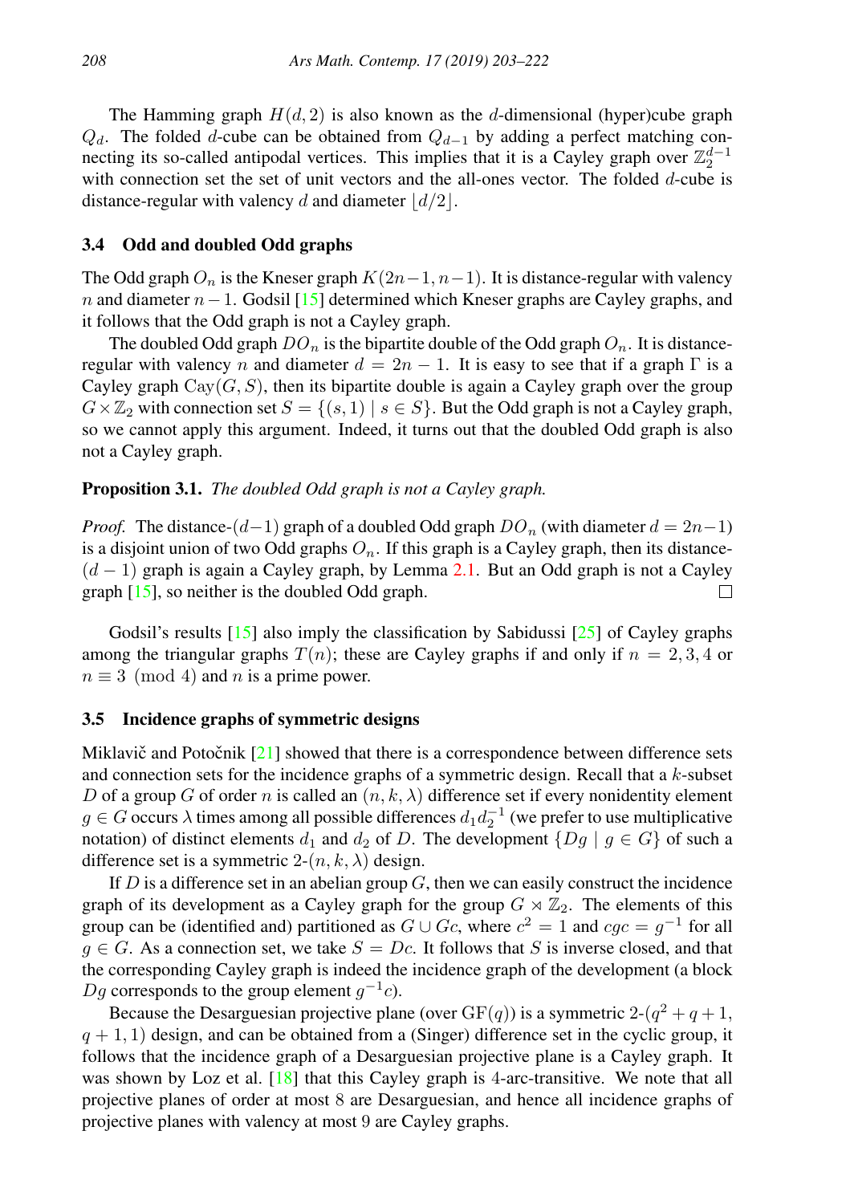The Hamming graph $H(d, 2)$ is also known as the $d$-dimensional (hyper)cube graph $Q_d$. The folded $d$-cube can be obtained from $Q_{d-1}$ by adding a perfect matching connecting its so-called antipodal vertices. This implies that it is a Cayley graph over $\mathbb{Z}_2^{d-1}$ with connection set the set of unit vectors and the all-ones vector. The folded $d$-cube is distance-regular with valency $d$ and diameter $\lfloor d/2 \rfloor$.

### 3.4 Odd and doubled Odd graphs

The Odd graph $O_n$ is the Kneser graph $K(2n-1, n-1)$. It is distance-regular with valency $n$ and diameter $n-1$. Godsil [15] determined which Kneser graphs are Cayley graphs, and it follows that the Odd graph is not a Cayley graph.

The doubled Odd graph $DO_n$ is the bipartite double of the Odd graph $O_n$. It is distance-regular with valency $n$ and diameter $d = 2n - 1$. It is easy to see that if a graph $\Gamma$ is a Cayley graph $\mathrm{Cay}(G, S)$, then its bipartite double is again a Cayley graph over the group $G \times \mathbb{Z}_2$ with connection set $S = \{(s, 1) \mid s \in S\}$. But the Odd graph is not a Cayley graph, so we cannot apply this argument. Indeed, it turns out that the doubled Odd graph is also not a Cayley graph.

**Proposition 3.1.** *The doubled Odd graph is not a Cayley graph.*

*Proof.* The distance-$(d-1)$ graph of a doubled Odd graph $DO_n$ (with diameter $d = 2n-1$) is a disjoint union of two Odd graphs $O_n$. If this graph is a Cayley graph, then its distance-$(d-1)$ graph is again a Cayley graph, by Lemma 2.1. But an Odd graph is not a Cayley graph [15], so neither is the doubled Odd graph. □

Godsil's results [15] also imply the classification by Sabidussi [25] of Cayley graphs among the triangular graphs $T(n)$; these are Cayley graphs if and only if $n = 2, 3, 4$ or $n \equiv 3 \pmod 4$ and $n$ is a prime power.

### 3.5 Incidence graphs of symmetric designs

Miklavič and Potočnik [21] showed that there is a correspondence between difference sets and connection sets for the incidence graphs of a symmetric design. Recall that a $k$-subset $D$ of a group $G$ of order $n$ is called an $(n, k, \lambda)$ difference set if every nonidentity element $g \in G$ occurs $\lambda$ times among all possible differences $d_1 d_2^{-1}$ (we prefer to use multiplicative notation) of distinct elements $d_1$ and $d_2$ of $D$. The development $\{Dg \mid g \in G\}$ of such a difference set is a symmetric 2-$(n, k, \lambda)$ design.

If $D$ is a difference set in an abelian group $G$, then we can easily construct the incidence graph of its development as a Cayley graph for the group $G \rtimes \mathbb{Z}_2$. The elements of this group can be (identified and) partitioned as $G \cup Gc$, where $c^2 = 1$ and $cgc = g^{-1}$ for all $g \in G$. As a connection set, we take $S = Dc$. It follows that $S$ is inverse closed, and that the corresponding Cayley graph is indeed the incidence graph of the development (a block $Dg$ corresponds to the group element $g^{-1}c$).

Because the Desarguesian projective plane (over $\mathrm{GF}(q)$) is a symmetric 2-$(q^2 + q + 1, q + 1, 1)$ design, and can be obtained from a (Singer) difference set in the cyclic group, it follows that the incidence graph of a Desarguesian projective plane is a Cayley graph. It was shown by Loz et al. [18] that this Cayley graph is 4-arc-transitive. We note that all projective planes of order at most 8 are Desarguesian, and hence all incidence graphs of projective planes with valency at most 9 are Cayley graphs.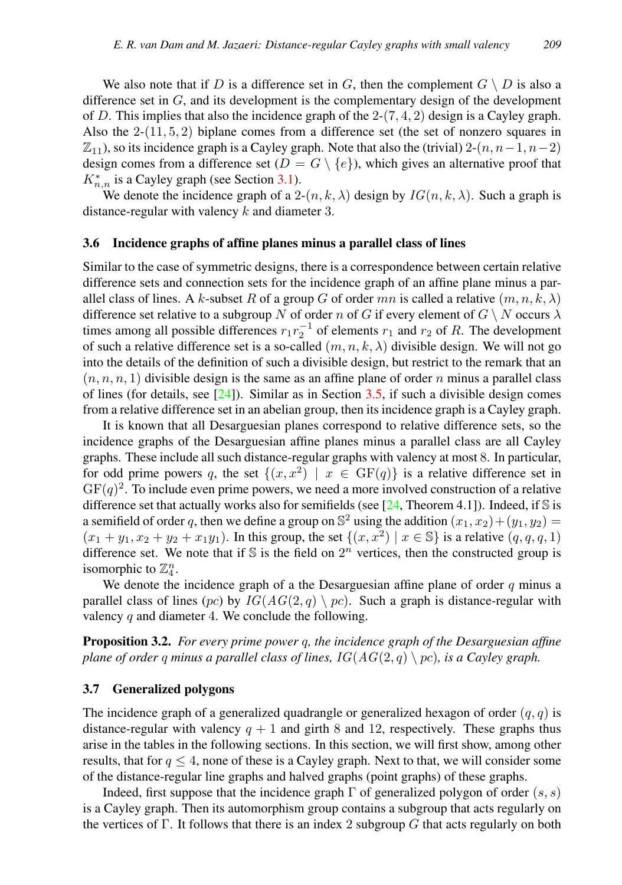We also note that if $D$ is a difference set in $G$, then the complement $G \setminus D$ is also a difference set in $G$, and its development is the complementary design of the development of $D$. This implies that also the incidence graph of the 2-$(7, 4, 2)$ design is a Cayley graph. Also the 2-$(11, 5, 2)$ biplane comes from a difference set (the set of nonzero squares in $\mathbb{Z}_{11}$), so its incidence graph is a Cayley graph. Note that also the (trivial) 2-$(n, n-1, n-2)$ design comes from a difference set ($D = G \setminus \{e\}$), which gives an alternative proof that $K^*_{n,n}$ is a Cayley graph (see Section 3.1).

We denote the incidence graph of a 2-$(n, k, \lambda)$ design by $IG(n, k, \lambda)$. Such a graph is distance-regular with valency $k$ and diameter 3.

### 3.6 Incidence graphs of affine planes minus a parallel class of lines

Similar to the case of symmetric designs, there is a correspondence between certain relative difference sets and connection sets for the incidence graph of an affine plane minus a parallel class of lines. A $k$-subset $R$ of a group $G$ of order $mn$ is called a relative $(m, n, k, \lambda)$ difference set relative to a subgroup $N$ of order $n$ of $G$ if every element of $G \setminus N$ occurs $\lambda$ times among all possible differences $r_1 r_2^{-1}$ of elements $r_1$ and $r_2$ of $R$. The development of such a relative difference set is a so-called $(m, n, k, \lambda)$ divisible design. We will not go into the details of the definition of such a divisible design, but restrict to the remark that an $(n, n, n, 1)$ divisible design is the same as an affine plane of order $n$ minus a parallel class of lines (for details, see [24]). Similar as in Section 3.5, if such a divisible design comes from a relative difference set in an abelian group, then its incidence graph is a Cayley graph.

It is known that all Desarguesian planes correspond to relative difference sets, so the incidence graphs of the Desarguesian affine planes minus a parallel class are all Cayley graphs. These include all such distance-regular graphs with valency at most 8. In particular, for odd prime powers $q$, the set $\{(x, x^2) \mid x \in \mathrm{GF}(q)\}$ is a relative difference set in $\mathrm{GF}(q)^2$. To include even prime powers, we need a more involved construction of a relative difference set that actually works also for semifields (see [24, Theorem 4.1]). Indeed, if $\mathbb{S}$ is a semifield of order $q$, then we define a group on $\mathbb{S}^2$ using the addition $(x_1, x_2) + (y_1, y_2) = (x_1 + y_1, x_2 + y_2 + x_1 y_1)$. In this group, the set $\{(x, x^2) \mid x \in \mathbb{S}\}$ is a relative $(q, q, q, 1)$ difference set. We note that if $\mathbb{S}$ is the field on $2^n$ vertices, then the constructed group is isomorphic to $\mathbb{Z}_4^n$.

We denote the incidence graph of a the Desarguesian affine plane of order $q$ minus a parallel class of lines ($pc$) by $IG(AG(2, q) \setminus pc)$. Such a graph is distance-regular with valency $q$ and diameter 4. We conclude the following.

**Proposition 3.2.** *For every prime power $q$, the incidence graph of the Desarguesian affine plane of order $q$ minus a parallel class of lines, $IG(AG(2, q) \setminus pc)$, is a Cayley graph.*

### 3.7 Generalized polygons

The incidence graph of a generalized quadrangle or generalized hexagon of order $(q, q)$ is distance-regular with valency $q + 1$ and girth 8 and 12, respectively. These graphs thus arise in the tables in the following sections. In this section, we will first show, among other results, that for $q \leq 4$, none of these is a Cayley graph. Next to that, we will consider some of the distance-regular line graphs and halved graphs (point graphs) of these graphs.

Indeed, first suppose that the incidence graph $\Gamma$ of generalized polygon of order $(s, s)$ is a Cayley graph. Then its automorphism group contains a subgroup that acts regularly on the vertices of $\Gamma$. It follows that there is an index 2 subgroup $G$ that acts regularly on both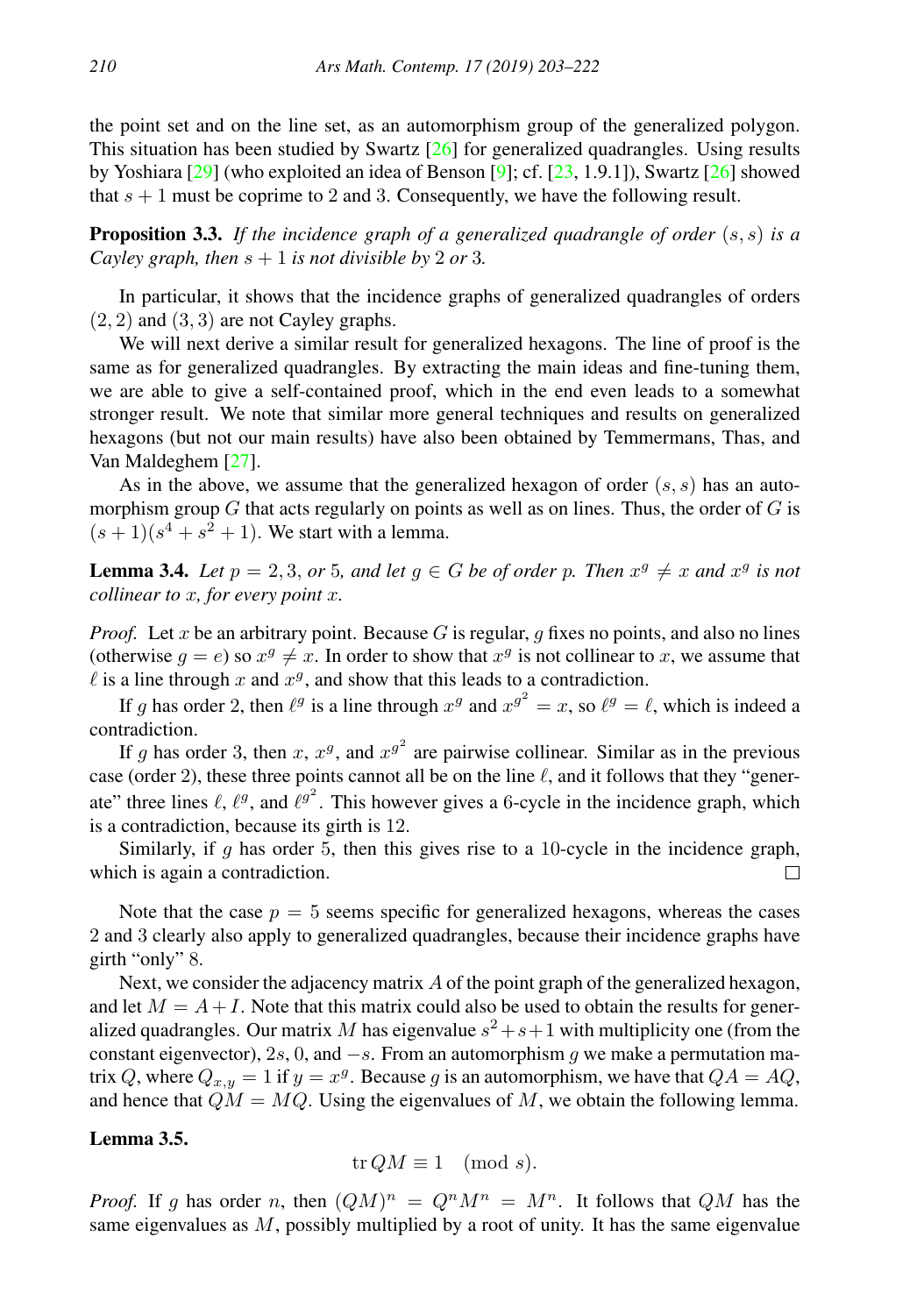the point set and on the line set, as an automorphism group of the generalized polygon. This situation has been studied by Swartz [26] for generalized quadrangles. Using results by Yoshiara [29] (who exploited an idea of Benson [9]; cf. [23, 1.9.1]), Swartz [26] showed that $s + 1$ must be coprime to 2 and 3. Consequently, we have the following result.

**Proposition 3.3.** *If the incidence graph of a generalized quadrangle of order* $(s, s)$ *is a Cayley graph, then* $s + 1$ *is not divisible by* 2 *or* 3*.*

In particular, it shows that the incidence graphs of generalized quadrangles of orders $(2, 2)$ and $(3, 3)$ are not Cayley graphs.

We will next derive a similar result for generalized hexagons. The line of proof is the same as for generalized quadrangles. By extracting the main ideas and fine-tuning them, we are able to give a self-contained proof, which in the end even leads to a somewhat stronger result. We note that similar more general techniques and results on generalized hexagons (but not our main results) have also been obtained by Temmermans, Thas, and Van Maldeghem [27].

As in the above, we assume that the generalized hexagon of order $(s, s)$ has an automorphism group $G$ that acts regularly on points as well as on lines. Thus, the order of $G$ is $(s + 1)(s^4 + s^2 + 1)$. We start with a lemma.

**Lemma 3.4.** *Let* $p = 2, 3,$ *or* 5*, and let* $g \in G$ *be of order* $p$*. Then* $x^g \neq x$ *and* $x^g$ *is not collinear to* $x$*, for every point* $x$*.*

*Proof.* Let $x$ be an arbitrary point. Because $G$ is regular, $g$ fixes no points, and also no lines (otherwise $g = e$) so $x^g \neq x$. In order to show that $x^g$ is not collinear to $x$, we assume that $\ell$ is a line through $x$ and $x^g$, and show that this leads to a contradiction.

If $g$ has order 2, then $\ell^g$ is a line through $x^g$ and $x^{g^2} = x$, so $\ell^g = \ell$, which is indeed a contradiction.

If $g$ has order 3, then $x$, $x^g$, and $x^{g^2}$ are pairwise collinear. Similar as in the previous case (order 2), these three points cannot all be on the line $\ell$, and it follows that they "generate" three lines $\ell$, $\ell^g$, and $\ell^{g^2}$. This however gives a 6-cycle in the incidence graph, which is a contradiction, because its girth is 12.

Similarly, if $g$ has order 5, then this gives rise to a 10-cycle in the incidence graph, which is again a contradiction. □

Note that the case $p = 5$ seems specific for generalized hexagons, whereas the cases 2 and 3 clearly also apply to generalized quadrangles, because their incidence graphs have girth "only" 8.

Next, we consider the adjacency matrix $A$ of the point graph of the generalized hexagon, and let $M = A + I$. Note that this matrix could also be used to obtain the results for generalized quadrangles. Our matrix $M$ has eigenvalue $s^2 + s + 1$ with multiplicity one (from the constant eigenvector), $2s$, 0, and $-s$. From an automorphism $g$ we make a permutation matrix $Q$, where $Q_{x,y} = 1$ if $y = x^g$. Because $g$ is an automorphism, we have that $QA = AQ$, and hence that $QM = MQ$. Using the eigenvalues of $M$, we obtain the following lemma.

**Lemma 3.5.**

$$\operatorname{tr} QM \equiv 1 \pmod{s}.$$

*Proof.* If $g$ has order $n$, then $(QM)^n = Q^n M^n = M^n$. It follows that $QM$ has the same eigenvalues as $M$, possibly multiplied by a root of unity. It has the same eigenvalue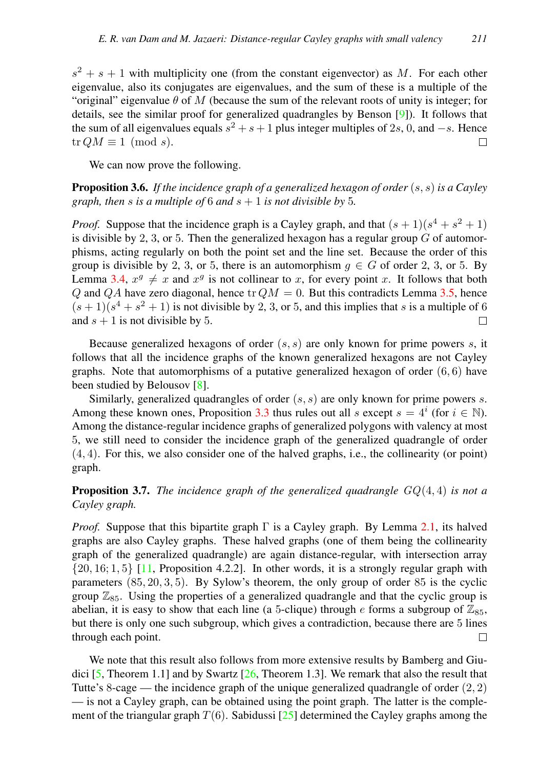$s^2+s+1$ with multiplicity one (from the constant eigenvector) as $M$. For each other eigenvalue, also its conjugates are eigenvalues, and the sum of these is a multiple of the "original" eigenvalue $\theta$ of $M$ (because the sum of the relevant roots of unity is integer; for details, see the similar proof for generalized quadrangles by Benson [9]). It follows that the sum of all eigenvalues equals $s^2+s+1$ plus integer multiples of $2s$, 0, and $-s$. Hence $\operatorname{tr} QM \equiv 1 \pmod{s}$. $\square$

We can now prove the following.

**Proposition 3.6.** *If the incidence graph of a generalized hexagon of order $(s,s)$ is a Cayley graph, then $s$ is a multiple of 6 and $s+1$ is not divisible by 5.*

*Proof.* Suppose that the incidence graph is a Cayley graph, and that $(s+1)(s^4+s^2+1)$ is divisible by 2, 3, or 5. Then the generalized hexagon has a regular group $G$ of automorphisms, acting regularly on both the point set and the line set. Because the order of this group is divisible by 2, 3, or 5, there is an automorphism $g \in G$ of order 2, 3, or 5. By Lemma 3.4, $x^g \neq x$ and $x^g$ is not collinear to $x$, for every point $x$. It follows that both $Q$ and $QA$ have zero diagonal, hence $\operatorname{tr} QM = 0$. But this contradicts Lemma 3.5, hence $(s+1)(s^4+s^2+1)$ is not divisible by 2, 3, or 5, and this implies that $s$ is a multiple of 6 and $s+1$ is not divisible by 5. $\square$

Because generalized hexagons of order $(s,s)$ are only known for prime powers $s$, it follows that all the incidence graphs of the known generalized hexagons are not Cayley graphs. Note that automorphisms of a putative generalized hexagon of order $(6,6)$ have been studied by Belousov [8].

Similarly, generalized quadrangles of order $(s,s)$ are only known for prime powers $s$. Among these known ones, Proposition 3.3 thus rules out all $s$ except $s = 4^i$ (for $i \in \mathbb{N}$). Among the distance-regular incidence graphs of generalized polygons with valency at most 5, we still need to consider the incidence graph of the generalized quadrangle of order $(4,4)$. For this, we also consider one of the halved graphs, i.e., the collinearity (or point) graph.

**Proposition 3.7.** *The incidence graph of the generalized quadrangle $GQ(4,4)$ is not a Cayley graph.*

*Proof.* Suppose that this bipartite graph $\Gamma$ is a Cayley graph. By Lemma 2.1, its halved graphs are also Cayley graphs. These halved graphs (one of them being the collinearity graph of the generalized quadrangle) are again distance-regular, with intersection array $\{20,16;1,5\}$ [11, Proposition 4.2.2]. In other words, it is a strongly regular graph with parameters $(85,20,3,5)$. By Sylow's theorem, the only group of order 85 is the cyclic group $\mathbb{Z}_{85}$. Using the properties of a generalized quadrangle and that the cyclic group is abelian, it is easy to show that each line (a 5-clique) through $e$ forms a subgroup of $\mathbb{Z}_{85}$, but there is only one such subgroup, which gives a contradiction, because there are 5 lines through each point. $\square$

We note that this result also follows from more extensive results by Bamberg and Giudici [5, Theorem 1.1] and by Swartz [26, Theorem 1.3]. We remark that also the result that Tutte's 8-cage — the incidence graph of the unique generalized quadrangle of order $(2,2)$ — is not a Cayley graph, can be obtained using the point graph. The latter is the complement of the triangular graph $T(6)$. Sabidussi [25] determined the Cayley graphs among the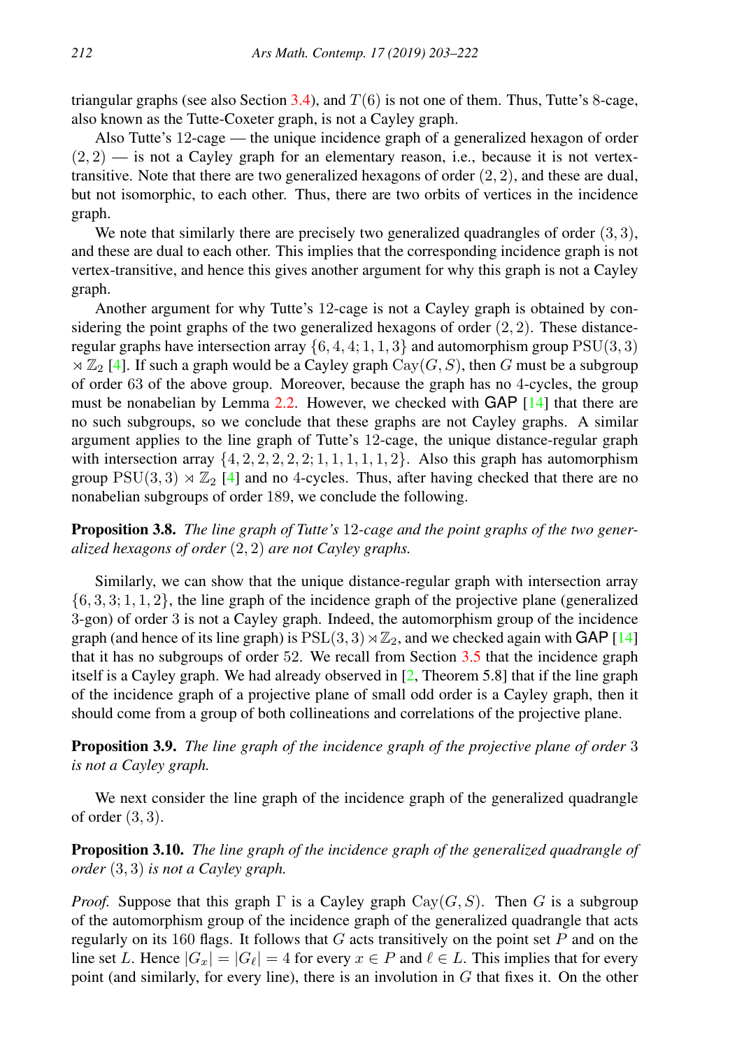triangular graphs (see also Section 3.4), and $T(6)$ is not one of them. Thus, Tutte's 8-cage, also known as the Tutte-Coxeter graph, is not a Cayley graph.

Also Tutte's 12-cage — the unique incidence graph of a generalized hexagon of order $(2,2)$ — is not a Cayley graph for an elementary reason, i.e., because it is not vertex-transitive. Note that there are two generalized hexagons of order $(2,2)$, and these are dual, but not isomorphic, to each other. Thus, there are two orbits of vertices in the incidence graph.

We note that similarly there are precisely two generalized quadrangles of order $(3,3)$, and these are dual to each other. This implies that the corresponding incidence graph is not vertex-transitive, and hence this gives another argument for why this graph is not a Cayley graph.

Another argument for why Tutte's 12-cage is not a Cayley graph is obtained by considering the point graphs of the two generalized hexagons of order $(2,2)$. These distance-regular graphs have intersection array $\{6,4,4;1,1,3\}$ and automorphism group $\mathrm{PSU}(3,3) \rtimes \mathbb{Z}_2$ [4]. If such a graph would be a Cayley graph $\mathrm{Cay}(G,S)$, then $G$ must be a subgroup of order 63 of the above group. Moreover, because the graph has no 4-cycles, the group must be nonabelian by Lemma 2.2. However, we checked with GAP [14] that there are no such subgroups, so we conclude that these graphs are not Cayley graphs. A similar argument applies to the line graph of Tutte's 12-cage, the unique distance-regular graph with intersection array $\{4,2,2,2,2,2;1,1,1,1,1,2\}$. Also this graph has automorphism group $\mathrm{PSU}(3,3) \rtimes \mathbb{Z}_2$ [4] and no 4-cycles. Thus, after having checked that there are no nonabelian subgroups of order 189, we conclude the following.

**Proposition 3.8.** *The line graph of Tutte's* 12*-cage and the point graphs of the two generalized hexagons of order* $(2,2)$ *are not Cayley graphs.*

Similarly, we can show that the unique distance-regular graph with intersection array $\{6,3,3;1,1,2\}$, the line graph of the incidence graph of the projective plane (generalized 3-gon) of order 3 is not a Cayley graph. Indeed, the automorphism group of the incidence graph (and hence of its line graph) is $\mathrm{PSL}(3,3) \rtimes \mathbb{Z}_2$, and we checked again with GAP [14] that it has no subgroups of order 52. We recall from Section 3.5 that the incidence graph itself is a Cayley graph. We had already observed in [2, Theorem 5.8] that if the line graph of the incidence graph of a projective plane of small odd order is a Cayley graph, then it should come from a group of both collineations and correlations of the projective plane.

**Proposition 3.9.** *The line graph of the incidence graph of the projective plane of order* 3 *is not a Cayley graph.*

We next consider the line graph of the incidence graph of the generalized quadrangle of order $(3,3)$.

**Proposition 3.10.** *The line graph of the incidence graph of the generalized quadrangle of order* $(3,3)$ *is not a Cayley graph.*

*Proof.* Suppose that this graph $\Gamma$ is a Cayley graph $\mathrm{Cay}(G,S)$. Then $G$ is a subgroup of the automorphism group of the incidence graph of the generalized quadrangle that acts regularly on its 160 flags. It follows that $G$ acts transitively on the point set $P$ and on the line set $L$. Hence $|G_x| = |G_\ell| = 4$ for every $x \in P$ and $\ell \in L$. This implies that for every point (and similarly, for every line), there is an involution in $G$ that fixes it. On the other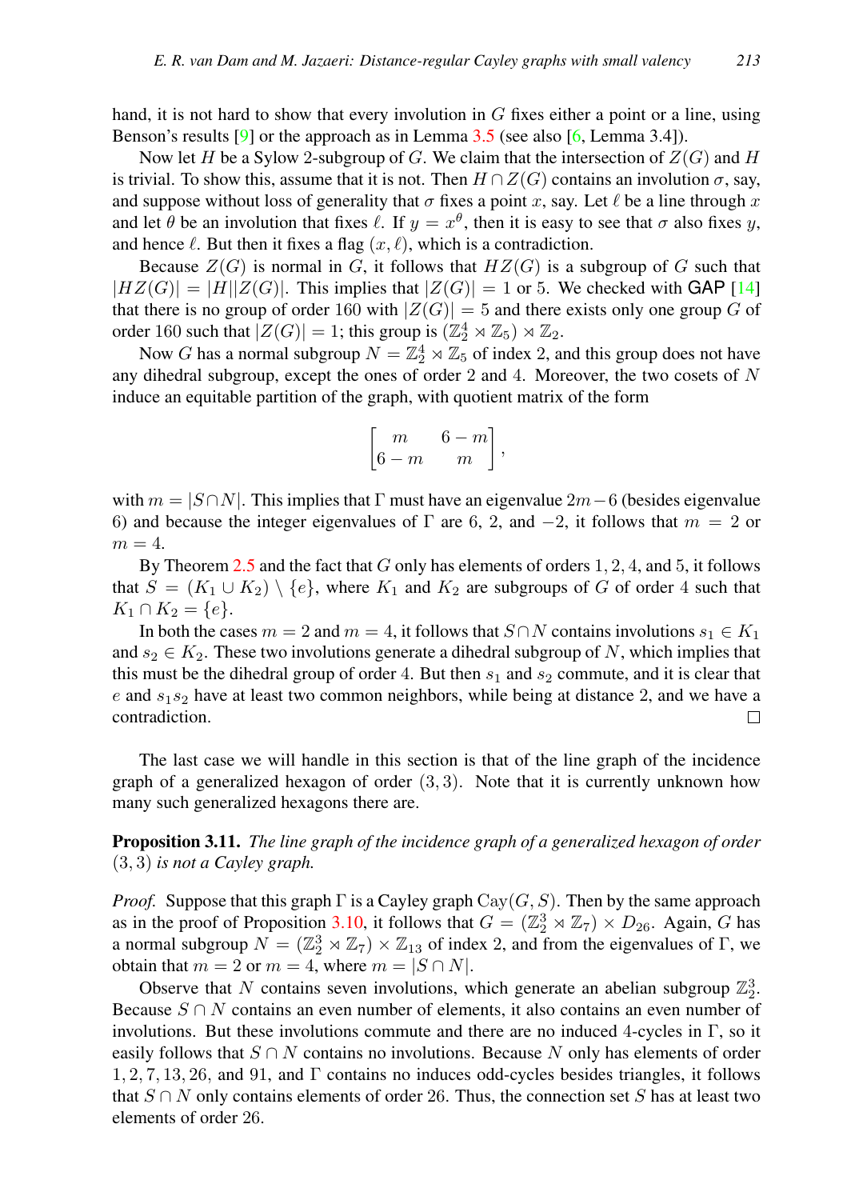hand, it is not hard to show that every involution in $G$ fixes either a point or a line, using Benson's results [9] or the approach as in Lemma 3.5 (see also [6, Lemma 3.4]).

Now let $H$ be a Sylow 2-subgroup of $G$. We claim that the intersection of $Z(G)$ and $H$ is trivial. To show this, assume that it is not. Then $H \cap Z(G)$ contains an involution $\sigma$, say, and suppose without loss of generality that $\sigma$ fixes a point $x$, say. Let $\ell$ be a line through $x$ and let $\theta$ be an involution that fixes $\ell$. If $y = x^{\theta}$, then it is easy to see that $\sigma$ also fixes $y$, and hence $\ell$. But then it fixes a flag $(x, \ell)$, which is a contradiction.

Because $Z(G)$ is normal in $G$, it follows that $HZ(G)$ is a subgroup of $G$ such that $|HZ(G)| = |H||Z(G)|$. This implies that $|Z(G)| = 1$ or 5. We checked with GAP [14] that there is no group of order 160 with $|Z(G)| = 5$ and there exists only one group $G$ of order 160 such that $|Z(G)| = 1$; this group is $(\mathbb{Z}_2^4 \rtimes \mathbb{Z}_5) \rtimes \mathbb{Z}_2$.

Now $G$ has a normal subgroup $N = \mathbb{Z}_2^4 \rtimes \mathbb{Z}_5$ of index 2, and this group does not have any dihedral subgroup, except the ones of order 2 and 4. Moreover, the two cosets of $N$ induce an equitable partition of the graph, with quotient matrix of the form

$$\begin{bmatrix} m & 6-m \\ 6-m & m \end{bmatrix},$$

with $m = |S \cap N|$. This implies that $\Gamma$ must have an eigenvalue $2m-6$ (besides eigenvalue 6) and because the integer eigenvalues of $\Gamma$ are 6, 2, and $-2$, it follows that $m = 2$ or $m = 4$.

By Theorem 2.5 and the fact that $G$ only has elements of orders 1, 2, 4, and 5, it follows that $S = (K_1 \cup K_2) \setminus \{e\}$, where $K_1$ and $K_2$ are subgroups of $G$ of order 4 such that $K_1 \cap K_2 = \{e\}$.

In both the cases $m = 2$ and $m = 4$, it follows that $S \cap N$ contains involutions $s_1 \in K_1$ and $s_2 \in K_2$. These two involutions generate a dihedral subgroup of $N$, which implies that this must be the dihedral group of order 4. But then $s_1$ and $s_2$ commute, and it is clear that $e$ and $s_1 s_2$ have at least two common neighbors, while being at distance 2, and we have a contradiction. □

The last case we will handle in this section is that of the line graph of the incidence graph of a generalized hexagon of order $(3, 3)$. Note that it is currently unknown how many such generalized hexagons there are.

**Proposition 3.11.** *The line graph of the incidence graph of a generalized hexagon of order* $(3, 3)$ *is not a Cayley graph.*

*Proof.* Suppose that this graph $\Gamma$ is a Cayley graph $\mathrm{Cay}(G, S)$. Then by the same approach as in the proof of Proposition 3.10, it follows that $G = (\mathbb{Z}_2^3 \rtimes \mathbb{Z}_7) \times D_{26}$. Again, $G$ has a normal subgroup $N = (\mathbb{Z}_2^3 \rtimes \mathbb{Z}_7) \times \mathbb{Z}_{13}$ of index 2, and from the eigenvalues of $\Gamma$, we obtain that $m = 2$ or $m = 4$, where $m = |S \cap N|$.

Observe that $N$ contains seven involutions, which generate an abelian subgroup $\mathbb{Z}_2^3$. Because $S \cap N$ contains an even number of elements, it also contains an even number of involutions. But these involutions commute and there are no induced 4-cycles in $\Gamma$, so it easily follows that $S \cap N$ contains no involutions. Because $N$ only has elements of order 1, 2, 7, 13, 26, and 91, and $\Gamma$ contains no induces odd-cycles besides triangles, it follows that $S \cap N$ only contains elements of order 26. Thus, the connection set $S$ has at least two elements of order 26.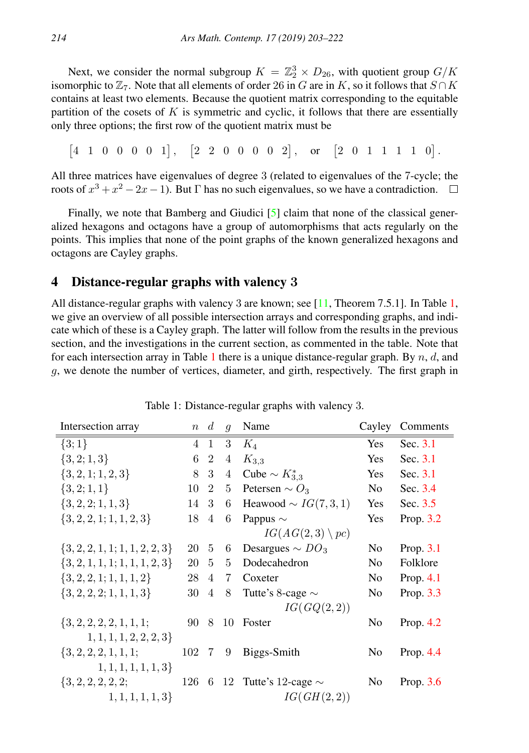Next, we consider the normal subgroup $K = \mathbb{Z}_2^3 \times D_{26}$, with quotient group $G/K$ isomorphic to $\mathbb{Z}_7$. Note that all elements of order 26 in $G$ are in $K$, so it follows that $S \cap K$ contains at least two elements. Because the quotient matrix corresponding to the equitable partition of the cosets of $K$ is symmetric and cyclic, it follows that there are essentially only three options; the first row of the quotient matrix must be

$$\begin{bmatrix} 4 & 1 & 0 & 0 & 0 & 0 & 1 \end{bmatrix}, \quad \begin{bmatrix} 2 & 2 & 0 & 0 & 0 & 0 & 2 \end{bmatrix}, \quad \text{or} \quad \begin{bmatrix} 2 & 0 & 1 & 1 & 1 & 1 & 0 \end{bmatrix}.$$

All three matrices have eigenvalues of degree 3 (related to eigenvalues of the 7-cycle; the roots of $x^3 + x^2 - 2x - 1$). But $\Gamma$ has no such eigenvalues, so we have a contradiction. □

Finally, we note that Bamberg and Giudici [5] claim that none of the classical generalized hexagons and octagons have a group of automorphisms that acts regularly on the points. This implies that none of the point graphs of the known generalized hexagons and octagons are Cayley graphs.

## 4 Distance-regular graphs with valency 3

All distance-regular graphs with valency 3 are known; see [11, Theorem 7.5.1]. In Table 1, we give an overview of all possible intersection arrays and corresponding graphs, and indicate which of these is a Cayley graph. The latter will follow from the results in the previous section, and the investigations in the current section, as commented in the table. Note that for each intersection array in Table 1 there is a unique distance-regular graph. By $n$, $d$, and $g$, we denote the number of vertices, diameter, and girth, respectively. The first graph in

Table 1: Distance-regular graphs with valency 3.

| Intersection array | $n$ | $d$ | $g$ | Name | Cayley | Comments |
|---|---|---|---|---|---|---|
| $\{3;1\}$ | 4 | 1 | 3 | $K_4$ | Yes | Sec. 3.1 |
| $\{3,2;1,3\}$ | 6 | 2 | 4 | $K_{3,3}$ | Yes | Sec. 3.1 |
| $\{3,2,1;1,2,3\}$ | 8 | 3 | 4 | Cube $\sim K_{3,3}^*$ | Yes | Sec. 3.1 |
| $\{3,2;1,1\}$ | 10 | 2 | 5 | Petersen $\sim O_3$ | No | Sec. 3.4 |
| $\{3,2,2;1,1,3\}$ | 14 | 3 | 6 | Heawood $\sim IG(7,3,1)$ | Yes | Sec. 3.5 |
| $\{3,2,2,1;1,1,2,3\}$ | 18 | 4 | 6 | Pappus $\sim IG(AG(2,3) \setminus pc)$ | Yes | Prop. 3.2 |
| $\{3,2,2,1,1;1,1,2,2,3\}$ | 20 | 5 | 6 | Desargues $\sim DO_3$ | No | Prop. 3.1 |
| $\{3,2,1,1,1;1,1,1,2,3\}$ | 20 | 5 | 5 | Dodecahedron | No | Folklore |
| $\{3,2,2,1;1,1,1,2\}$ | 28 | 4 | 7 | Coxeter | No | Prop. 4.1 |
| $\{3,2,2,2;1,1,1,3\}$ | 30 | 4 | 8 | Tutte's 8-cage $\sim IG(GQ(2,2))$ | No | Prop. 3.3 |
| $\{3,2,2,2,2,1,1,1;1,1,1,1,2,2,2,3\}$ | 90 | 8 | 10 | Foster | No | Prop. 4.2 |
| $\{3,2,2,2,1,1,1;1,1,1,1,1,1,3\}$ | 102 | 7 | 9 | Biggs-Smith | No | Prop. 4.4 |
| $\{3,2,2,2,2,2;1,1,1,1,1,3\}$ | 126 | 6 | 12 | Tutte's 12-cage $\sim IG(GH(2,2))$ | No | Prop. 3.6 |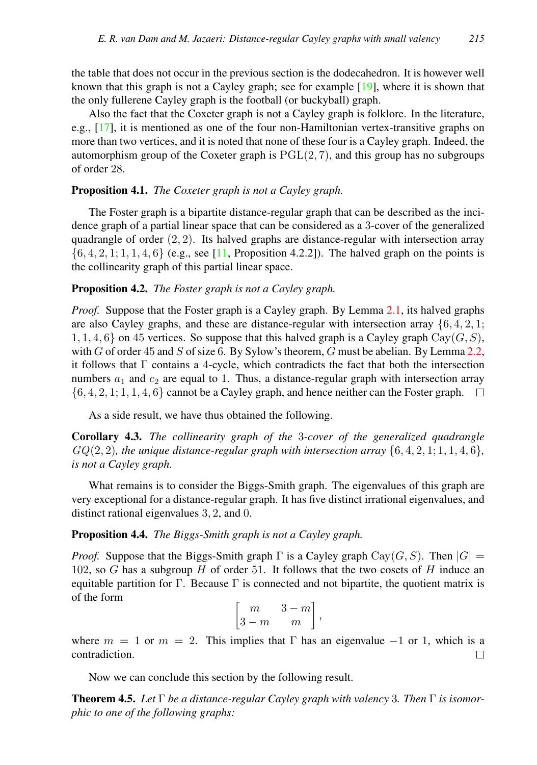the table that does not occur in the previous section is the dodecahedron. It is however well known that this graph is not a Cayley graph; see for example [19], where it is shown that the only fullerene Cayley graph is the football (or buckyball) graph.

Also the fact that the Coxeter graph is not a Cayley graph is folklore. In the literature, e.g., [17], it is mentioned as one of the four non-Hamiltonian vertex-transitive graphs on more than two vertices, and it is noted that none of these four is a Cayley graph. Indeed, the automorphism group of the Coxeter graph is $\mathrm{PGL}(2, 7)$, and this group has no subgroups of order 28.

**Proposition 4.1.** *The Coxeter graph is not a Cayley graph.*

The Foster graph is a bipartite distance-regular graph that can be described as the incidence graph of a partial linear space that can be considered as a 3-cover of the generalized quadrangle of order $(2, 2)$. Its halved graphs are distance-regular with intersection array $\{6, 4, 2, 1; 1, 1, 4, 6\}$ (e.g., see [11, Proposition 4.2.2]). The halved graph on the points is the collinearity graph of this partial linear space.

**Proposition 4.2.** *The Foster graph is not a Cayley graph.*

*Proof.* Suppose that the Foster graph is a Cayley graph. By Lemma 2.1, its halved graphs are also Cayley graphs, and these are distance-regular with intersection array $\{6, 4, 2, 1; 1, 1, 4, 6\}$ on 45 vertices. So suppose that this halved graph is a Cayley graph $\mathrm{Cay}(G, S)$, with $G$ of order 45 and $S$ of size 6. By Sylow's theorem, $G$ must be abelian. By Lemma 2.2, it follows that $\Gamma$ contains a 4-cycle, which contradicts the fact that both the intersection numbers $a_1$ and $c_2$ are equal to 1. Thus, a distance-regular graph with intersection array $\{6, 4, 2, 1; 1, 1, 4, 6\}$ cannot be a Cayley graph, and hence neither can the Foster graph. □

As a side result, we have thus obtained the following.

**Corollary 4.3.** *The collinearity graph of the 3-cover of the generalized quadrangle $GQ(2, 2)$, the unique distance-regular graph with intersection array $\{6, 4, 2, 1; 1, 1, 4, 6\}$, is not a Cayley graph.*

What remains is to consider the Biggs-Smith graph. The eigenvalues of this graph are very exceptional for a distance-regular graph. It has five distinct irrational eigenvalues, and distinct rational eigenvalues $3, 2$, and $0$.

**Proposition 4.4.** *The Biggs-Smith graph is not a Cayley graph.*

*Proof.* Suppose that the Biggs-Smith graph $\Gamma$ is a Cayley graph $\mathrm{Cay}(G, S)$. Then $|G| = 102$, so $G$ has a subgroup $H$ of order 51. It follows that the two cosets of $H$ induce an equitable partition for $\Gamma$. Because $\Gamma$ is connected and not bipartite, the quotient matrix is of the form

$$\begin{bmatrix} m & 3-m \\ 3-m & m \end{bmatrix},$$

where $m = 1$ or $m = 2$. This implies that $\Gamma$ has an eigenvalue $-1$ or $1$, which is a contradiction. □

Now we can conclude this section by the following result.

**Theorem 4.5.** *Let $\Gamma$ be a distance-regular Cayley graph with valency 3. Then $\Gamma$ is isomorphic to one of the following graphs:*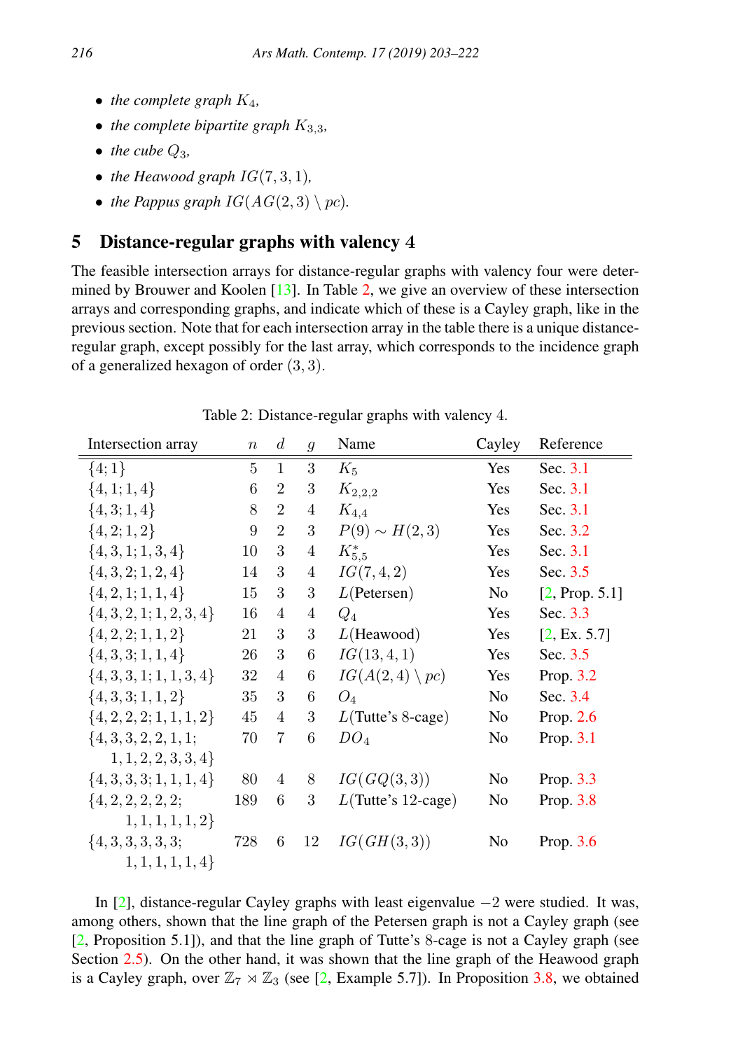- *the complete graph $K_4$,*
- *the complete bipartite graph $K_{3,3}$,*
- *the cube $Q_3$,*
- *the Heawood graph $IG(7,3,1)$,*
- *the Pappus graph $IG(AG(2,3) \setminus pc)$.*

## 5 Distance-regular graphs with valency 4

The feasible intersection arrays for distance-regular graphs with valency four were determined by Brouwer and Koolen [13]. In Table 2, we give an overview of these intersection arrays and corresponding graphs, and indicate which of these is a Cayley graph, like in the previous section. Note that for each intersection array in the table there is a unique distance-regular graph, except possibly for the last array, which corresponds to the incidence graph of a generalized hexagon of order $(3,3)$.

Table 2: Distance-regular graphs with valency 4.

| Intersection array | $n$ | $d$ | $g$ | Name | Cayley | Reference |
|---|---|---|---|---|---|---|
| $\{4;1\}$ | 5 | 1 | 3 | $K_5$ | Yes | Sec. 3.1 |
| $\{4,1;1,4\}$ | 6 | 2 | 3 | $K_{2,2,2}$ | Yes | Sec. 3.1 |
| $\{4,3;1,4\}$ | 8 | 2 | 4 | $K_{4,4}$ | Yes | Sec. 3.1 |
| $\{4,2;1,2\}$ | 9 | 2 | 3 | $P(9) \sim H(2,3)$ | Yes | Sec. 3.2 |
| $\{4,3,1;1,3,4\}$ | 10 | 3 | 4 | $K_{5,5}^*$ | Yes | Sec. 3.1 |
| $\{4,3,2;1,2,4\}$ | 14 | 3 | 4 | $IG(7,4,2)$ | Yes | Sec. 3.5 |
| $\{4,2,1;1,1,4\}$ | 15 | 3 | 3 | $L(\text{Petersen})$ | No | [2, Prop. 5.1] |
| $\{4,3,2,1;1,2,3,4\}$ | 16 | 4 | 4 | $Q_4$ | Yes | Sec. 3.3 |
| $\{4,2,2;1,1,2\}$ | 21 | 3 | 3 | $L(\text{Heawood})$ | Yes | [2, Ex. 5.7] |
| $\{4,3,3;1,1,4\}$ | 26 | 3 | 6 | $IG(13,4,1)$ | Yes | Sec. 3.5 |
| $\{4,3,3,1;1,1,3,4\}$ | 32 | 4 | 6 | $IG(A(2,4) \setminus pc)$ | Yes | Prop. 3.2 |
| $\{4,3,3;1,1,2\}$ | 35 | 3 | 6 | $O_4$ | No | Sec. 3.4 |
| $\{4,2,2,2;1,1,1,2\}$ | 45 | 4 | 3 | $L(\text{Tutte's 8-cage})$ | No | Prop. 2.6 |
| $\{4,3,3,2,2,1,1;$ $1,1,2,2,3,3,4\}$ | 70 | 7 | 6 | $DO_4$ | No | Prop. 3.1 |
| $\{4,3,3,3;1,1,1,4\}$ | 80 | 4 | 8 | $IG(GQ(3,3))$ | No | Prop. 3.3 |
| $\{4,2,2,2,2,2;$ $1,1,1,1,1,2\}$ | 189 | 6 | 3 | $L(\text{Tutte's 12-cage})$ | No | Prop. 3.8 |
| $\{4,3,3,3,3,3;$ $1,1,1,1,1,4\}$ | 728 | 6 | 12 | $IG(GH(3,3))$ | No | Prop. 3.6 |

In [2], distance-regular Cayley graphs with least eigenvalue $-2$ were studied. It was, among others, shown that the line graph of the Petersen graph is not a Cayley graph (see [2, Proposition 5.1]), and that the line graph of Tutte's 8-cage is not a Cayley graph (see Section 2.5). On the other hand, it was shown that the line graph of the Heawood graph is a Cayley graph, over $\mathbb{Z}_7 \rtimes \mathbb{Z}_3$ (see [2, Example 5.7]). In Proposition 3.8, we obtained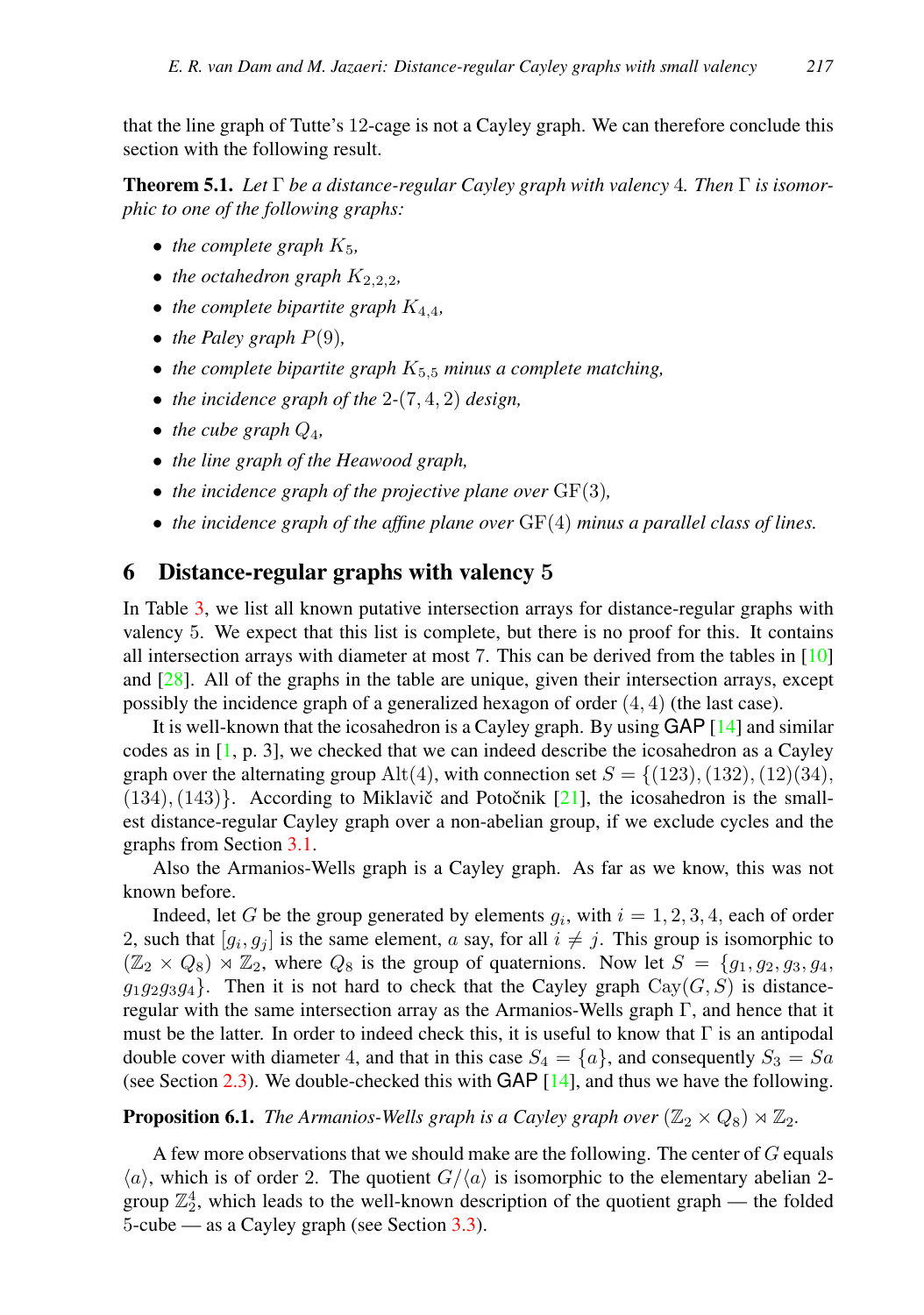that the line graph of Tutte's 12-cage is not a Cayley graph. We can therefore conclude this section with the following result.

**Theorem 5.1.** *Let $\Gamma$ be a distance-regular Cayley graph with valency 4. Then $\Gamma$ is isomorphic to one of the following graphs:*

- *the complete graph $K_5$,*
- *the octahedron graph $K_{2,2,2}$,*
- *the complete bipartite graph $K_{4,4}$,*
- *the Paley graph $P(9)$,*
- *the complete bipartite graph $K_{5,5}$ minus a complete matching,*
- *the incidence graph of the 2-$(7,4,2)$ design,*
- *the cube graph $Q_4$,*
- *the line graph of the Heawood graph,*
- *the incidence graph of the projective plane over $\mathrm{GF}(3)$,*
- *the incidence graph of the affine plane over $\mathrm{GF}(4)$ minus a parallel class of lines.*

## 6 Distance-regular graphs with valency 5

In Table 3, we list all known putative intersection arrays for distance-regular graphs with valency 5. We expect that this list is complete, but there is no proof for this. It contains all intersection arrays with diameter at most 7. This can be derived from the tables in [10] and [28]. All of the graphs in the table are unique, given their intersection arrays, except possibly the incidence graph of a generalized hexagon of order $(4,4)$ (the last case).

It is well-known that the icosahedron is a Cayley graph. By using GAP [14] and similar codes as in [1, p. 3], we checked that we can indeed describe the icosahedron as a Cayley graph over the alternating group $\mathrm{Alt}(4)$, with connection set $S = \{(123), (132), (12)(34), (134), (143)\}$. According to Miklavič and Potočnik [21], the icosahedron is the smallest distance-regular Cayley graph over a non-abelian group, if we exclude cycles and the graphs from Section 3.1.

Also the Armanios-Wells graph is a Cayley graph. As far as we know, this was not known before.

Indeed, let $G$ be the group generated by elements $g_i$, with $i = 1, 2, 3, 4$, each of order 2, such that $[g_i, g_j]$ is the same element, $a$ say, for all $i \neq j$. This group is isomorphic to $(\mathbb{Z}_2 \times Q_8) \rtimes \mathbb{Z}_2$, where $Q_8$ is the group of quaternions. Now let $S = \{g_1, g_2, g_3, g_4, g_1g_2g_3g_4\}$. Then it is not hard to check that the Cayley graph $\mathrm{Cay}(G, S)$ is distance-regular with the same intersection array as the Armanios-Wells graph $\Gamma$, and hence that it must be the latter. In order to indeed check this, it is useful to know that $\Gamma$ is an antipodal double cover with diameter 4, and that in this case $S_4 = \{a\}$, and consequently $S_3 = Sa$ (see Section 2.3). We double-checked this with GAP [14], and thus we have the following.

**Proposition 6.1.** *The Armanios-Wells graph is a Cayley graph over $(\mathbb{Z}_2 \times Q_8) \rtimes \mathbb{Z}_2$.*

A few more observations that we should make are the following. The center of $G$ equals $\langle a \rangle$, which is of order 2. The quotient $G/\langle a \rangle$ is isomorphic to the elementary abelian 2-group $\mathbb{Z}_2^4$, which leads to the well-known description of the quotient graph — the folded 5-cube — as a Cayley graph (see Section 3.3).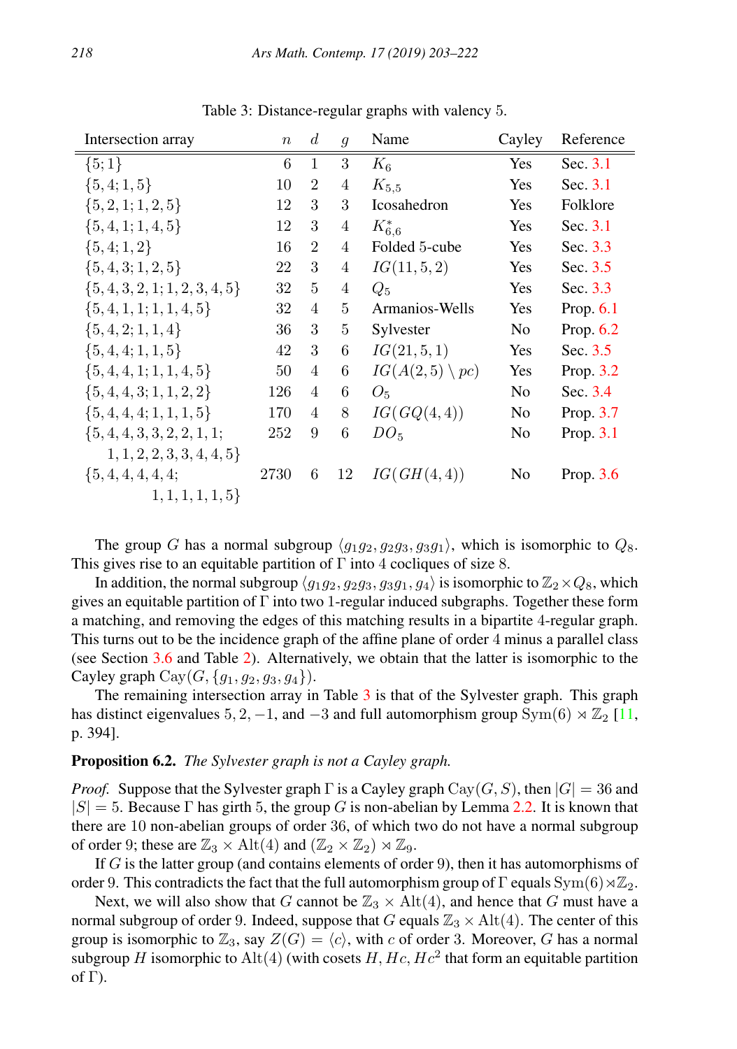Table 3: Distance-regular graphs with valency 5.

| Intersection array | $n$ | $d$ | $g$ | Name | Cayley | Reference |
|---|---|---|---|---|---|---|
| $\{5;1\}$ | 6 | 1 | 3 | $K_6$ | Yes | Sec. 3.1 |
| $\{5,4;1,5\}$ | 10 | 2 | 4 | $K_{5,5}$ | Yes | Sec. 3.1 |
| $\{5,2,1;1,2,5\}$ | 12 | 3 | 3 | Icosahedron | Yes | Folklore |
| $\{5,4,1;1,4,5\}$ | 12 | 3 | 4 | $K_{6,6}^*$ | Yes | Sec. 3.1 |
| $\{5,4;1,2\}$ | 16 | 2 | 4 | Folded 5-cube | Yes | Sec. 3.3 |
| $\{5,4,3;1,2,5\}$ | 22 | 3 | 4 | $IG(11,5,2)$ | Yes | Sec. 3.5 |
| $\{5,4,3,2,1;1,2,3,4,5\}$ | 32 | 5 | 4 | $Q_5$ | Yes | Sec. 3.3 |
| $\{5,4,1,1;1,1,4,5\}$ | 32 | 4 | 5 | Armanios-Wells | Yes | Prop. 6.1 |
| $\{5,4,2;1,1,4\}$ | 36 | 3 | 5 | Sylvester | No | Prop. 6.2 |
| $\{5,4,4;1,1,5\}$ | 42 | 3 | 6 | $IG(21,5,1)$ | Yes | Sec. 3.5 |
| $\{5,4,4,1;1,1,4,5\}$ | 50 | 4 | 6 | $IG(A(2,5)\setminus pc)$ | Yes | Prop. 3.2 |
| $\{5,4,4,3;1,1,2,2\}$ | 126 | 4 | 6 | $O_5$ | No | Sec. 3.4 |
| $\{5,4,4,4;1,1,1,5\}$ | 170 | 4 | 8 | $IG(GQ(4,4))$ | No | Prop. 3.7 |
| $\{5,4,4,3,3,2,2,1,1;$ $1,1,2,2,3,3,4,4,5\}$ | 252 | 9 | 6 | $DO_5$ | No | Prop. 3.1 |
| $\{5,4,4,4,4,4;$ $1,1,1,1,1,5\}$ | 2730 | 6 | 12 | $IG(GH(4,4))$ | No | Prop. 3.6 |

The group $G$ has a normal subgroup $\langle g_1g_2, g_2g_3, g_3g_1\rangle$, which is isomorphic to $Q_8$. This gives rise to an equitable partition of $\Gamma$ into 4 cocliques of size 8.

In addition, the normal subgroup $\langle g_1g_2, g_2g_3, g_3g_1, g_4\rangle$ is isomorphic to $\mathbb{Z}_2 \times Q_8$, which gives an equitable partition of $\Gamma$ into two 1-regular induced subgraphs. Together these form a matching, and removing the edges of this matching results in a bipartite 4-regular graph. This turns out to be the incidence graph of the affine plane of order 4 minus a parallel class (see Section 3.6 and Table 2). Alternatively, we obtain that the latter is isomorphic to the Cayley graph $\mathrm{Cay}(G, \{g_1, g_2, g_3, g_4\})$.

The remaining intersection array in Table 3 is that of the Sylvester graph. This graph has distinct eigenvalues $5, 2, -1$, and $-3$ and full automorphism group $\mathrm{Sym}(6) \rtimes \mathbb{Z}_2$ [11, p. 394].

**Proposition 6.2.** *The Sylvester graph is not a Cayley graph.*

*Proof.* Suppose that the Sylvester graph $\Gamma$ is a Cayley graph $\mathrm{Cay}(G, S)$, then $|G| = 36$ and $|S| = 5$. Because $\Gamma$ has girth 5, the group $G$ is non-abelian by Lemma 2.2. It is known that there are 10 non-abelian groups of order 36, of which two do not have a normal subgroup of order 9; these are $\mathbb{Z}_3 \times \mathrm{Alt}(4)$ and $(\mathbb{Z}_2 \times \mathbb{Z}_2) \rtimes \mathbb{Z}_9$.

If $G$ is the latter group (and contains elements of order 9), then it has automorphisms of order 9. This contradicts the fact that the full automorphism group of $\Gamma$ equals $\mathrm{Sym}(6) \rtimes \mathbb{Z}_2$.

Next, we will also show that $G$ cannot be $\mathbb{Z}_3 \times \mathrm{Alt}(4)$, and hence that $G$ must have a normal subgroup of order 9. Indeed, suppose that $G$ equals $\mathbb{Z}_3 \times \mathrm{Alt}(4)$. The center of this group is isomorphic to $\mathbb{Z}_3$, say $Z(G) = \langle c\rangle$, with $c$ of order 3. Moreover, $G$ has a normal subgroup $H$ isomorphic to $\mathrm{Alt}(4)$ (with cosets $H, Hc, Hc^2$ that form an equitable partition of $\Gamma$).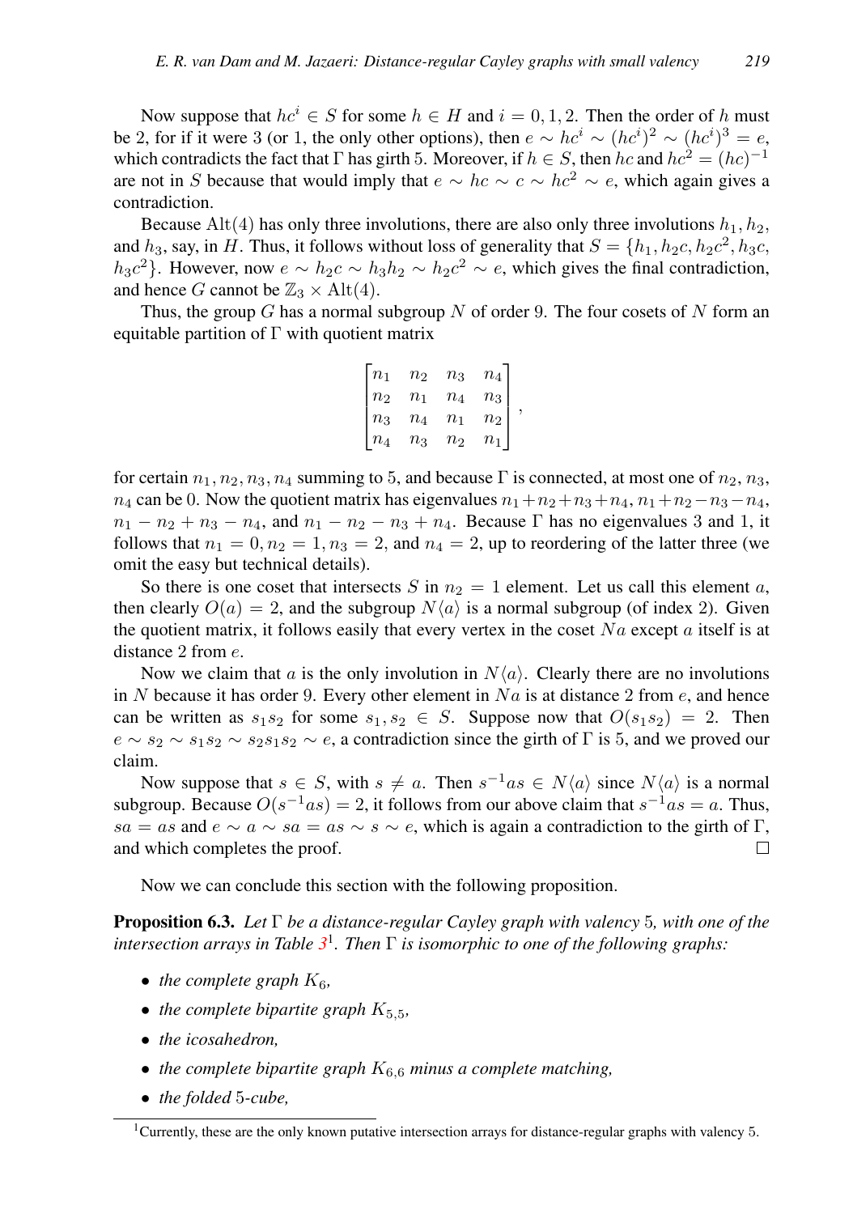Now suppose that $hc^i \in S$ for some $h \in H$ and $i = 0, 1, 2$. Then the order of $h$ must be 2, for if it were 3 (or 1, the only other options), then $e \sim hc^i \sim (hc^i)^2 \sim (hc^i)^3 = e$, which contradicts the fact that $\Gamma$ has girth 5. Moreover, if $h \in S$, then $hc$ and $hc^2 = (hc)^{-1}$ are not in $S$ because that would imply that $e \sim hc \sim c \sim hc^2 \sim e$, which again gives a contradiction.

Because $\mathrm{Alt}(4)$ has only three involutions, there are also only three involutions $h_1, h_2$, and $h_3$, say, in $H$. Thus, it follows without loss of generality that $S = \{h_1, h_2c, h_2c^2, h_3c, h_3c^2\}$. However, now $e \sim h_2c \sim h_3h_2 \sim h_2c^2 \sim e$, which gives the final contradiction, and hence $G$ cannot be $\mathbb{Z}_3 \times \mathrm{Alt}(4)$.

Thus, the group $G$ has a normal subgroup $N$ of order 9. The four cosets of $N$ form an equitable partition of $\Gamma$ with quotient matrix

$$\begin{bmatrix} n_1 & n_2 & n_3 & n_4 \\ n_2 & n_1 & n_4 & n_3 \\ n_3 & n_4 & n_1 & n_2 \\ n_4 & n_3 & n_2 & n_1 \end{bmatrix},$$

for certain $n_1, n_2, n_3, n_4$ summing to 5, and because $\Gamma$ is connected, at most one of $n_2, n_3$, $n_4$ can be 0. Now the quotient matrix has eigenvalues $n_1+n_2+n_3+n_4$, $n_1+n_2-n_3-n_4$, $n_1 - n_2 + n_3 - n_4$, and $n_1 - n_2 - n_3 + n_4$. Because $\Gamma$ has no eigenvalues 3 and 1, it follows that $n_1 = 0, n_2 = 1, n_3 = 2$, and $n_4 = 2$, up to reordering of the latter three (we omit the easy but technical details).

So there is one coset that intersects $S$ in $n_2 = 1$ element. Let us call this element $a$, then clearly $O(a) = 2$, and the subgroup $N\langle a\rangle$ is a normal subgroup (of index 2). Given the quotient matrix, it follows easily that every vertex in the coset $Na$ except $a$ itself is at distance 2 from $e$.

Now we claim that $a$ is the only involution in $N\langle a\rangle$. Clearly there are no involutions in $N$ because it has order 9. Every other element in $Na$ is at distance 2 from $e$, and hence can be written as $s_1s_2$ for some $s_1, s_2 \in S$. Suppose now that $O(s_1s_2) = 2$. Then $e \sim s_2 \sim s_1s_2 \sim s_2s_1s_2 \sim e$, a contradiction since the girth of $\Gamma$ is 5, and we proved our claim.

Now suppose that $s \in S$, with $s \neq a$. Then $s^{-1}as \in N\langle a\rangle$ since $N\langle a\rangle$ is a normal subgroup. Because $O(s^{-1}as) = 2$, it follows from our above claim that $s^{-1}as = a$. Thus, $sa = as$ and $e \sim a \sim sa = as \sim s \sim e$, which is again a contradiction to the girth of $\Gamma$, and which completes the proof. □

Now we can conclude this section with the following proposition.

**Proposition 6.3.** *Let $\Gamma$ be a distance-regular Cayley graph with valency 5, with one of the intersection arrays in Table 3*[1]*. Then $\Gamma$ is isomorphic to one of the following graphs:*

- *the complete graph $K_6$,*
- *the complete bipartite graph $K_{5,5}$,*
- *the icosahedron,*
- *the complete bipartite graph $K_{6,6}$ minus a complete matching,*
- *the folded 5-cube,*

[1] Currently, these are the only known putative intersection arrays for distance-regular graphs with valency 5.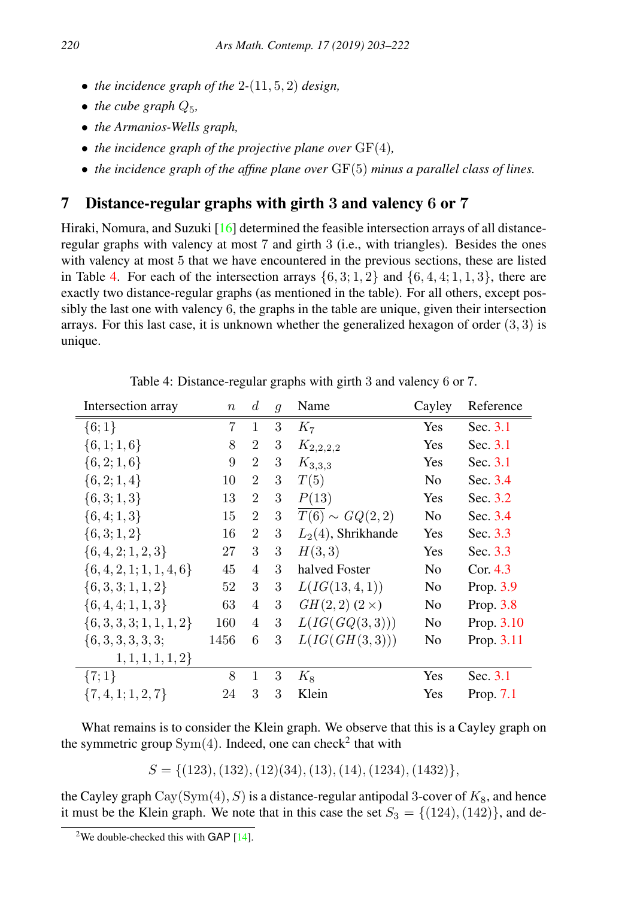- *the incidence graph of the* 2*-*$(11, 5, 2)$ *design,*
- *the cube graph* $Q_5$*,*
- *the Armanios-Wells graph,*
- *the incidence graph of the projective plane over* $\mathrm{GF}(4)$*,*
- *the incidence graph of the affine plane over* $\mathrm{GF}(5)$ *minus a parallel class of lines.*

## 7 Distance-regular graphs with girth 3 and valency 6 or 7

Hiraki, Nomura, and Suzuki [16] determined the feasible intersection arrays of all distance-regular graphs with valency at most 7 and girth 3 (i.e., with triangles). Besides the ones with valency at most 5 that we have encountered in the previous sections, these are listed in Table 4. For each of the intersection arrays $\{6, 3; 1, 2\}$ and $\{6, 4, 4; 1, 1, 3\}$, there are exactly two distance-regular graphs (as mentioned in the table). For all others, except possibly the last one with valency 6, the graphs in the table are unique, given their intersection arrays. For this last case, it is unknown whether the generalized hexagon of order $(3, 3)$ is unique.

Table 4: Distance-regular graphs with girth 3 and valency 6 or 7.

| Intersection array | $n$ | $d$ | $g$ | Name | Cayley | Reference |
|---|---|---|---|---|---|---|
| $\{6; 1\}$ | 7 | 1 | 3 | $K_7$ | Yes | Sec. 3.1 |
| $\{6, 1; 1, 6\}$ | 8 | 2 | 3 | $K_{2,2,2,2}$ | Yes | Sec. 3.1 |
| $\{6, 2; 1, 6\}$ | 9 | 2 | 3 | $K_{3,3,3}$ | Yes | Sec. 3.1 |
| $\{6, 2; 1, 4\}$ | 10 | 2 | 3 | $T(5)$ | No | Sec. 3.4 |
| $\{6, 3; 1, 3\}$ | 13 | 2 | 3 | $P(13)$ | Yes | Sec. 3.2 |
| $\{6, 4; 1, 3\}$ | 15 | 2 | 3 | $\overline{T(6)} \sim GQ(2, 2)$ | No | Sec. 3.4 |
| $\{6, 3; 1, 2\}$ | 16 | 2 | 3 | $L_2(4)$, Shrikhande | Yes | Sec. 3.3 |
| $\{6, 4, 2; 1, 2, 3\}$ | 27 | 3 | 3 | $H(3, 3)$ | Yes | Sec. 3.3 |
| $\{6, 4, 2, 1; 1, 1, 4, 6\}$ | 45 | 4 | 3 | halved Foster | No | Cor. 4.3 |
| $\{6, 3, 3; 1, 1, 2\}$ | 52 | 3 | 3 | $L(IG(13, 4, 1))$ | No | Prop. 3.9 |
| $\{6, 4, 4; 1, 1, 3\}$ | 63 | 4 | 3 | $GH(2, 2)$ $(2\times)$ | No | Prop. 3.8 |
| $\{6, 3, 3, 3; 1, 1, 1, 2\}$ | 160 | 4 | 3 | $L(IG(GQ(3, 3)))$ | No | Prop. 3.10 |
| $\{6, 3, 3, 3, 3, 3; 1, 1, 1, 1, 1, 2\}$ | 1456 | 6 | 3 | $L(IG(GH(3, 3)))$ | No | Prop. 3.11 |
| $\{7; 1\}$ | 8 | 1 | 3 | $K_8$ | Yes | Sec. 3.1 |
| $\{7, 4, 1; 1, 2, 7\}$ | 24 | 3 | 3 | Klein | Yes | Prop. 7.1 |

What remains is to consider the Klein graph. We observe that this is a Cayley graph on the symmetric group $\mathrm{Sym}(4)$. Indeed, one can check[2] that with

$$S = \{(123), (132), (12)(34), (13), (14), (1234), (1432)\},$$

the Cayley graph $\mathrm{Cay}(\mathrm{Sym}(4), S)$ is a distance-regular antipodal 3-cover of $K_8$, and hence it must be the Klein graph. We note that in this case the set $S_3 = \{(124), (142)\}$, and de-

[2] We double-checked this with GAP [14].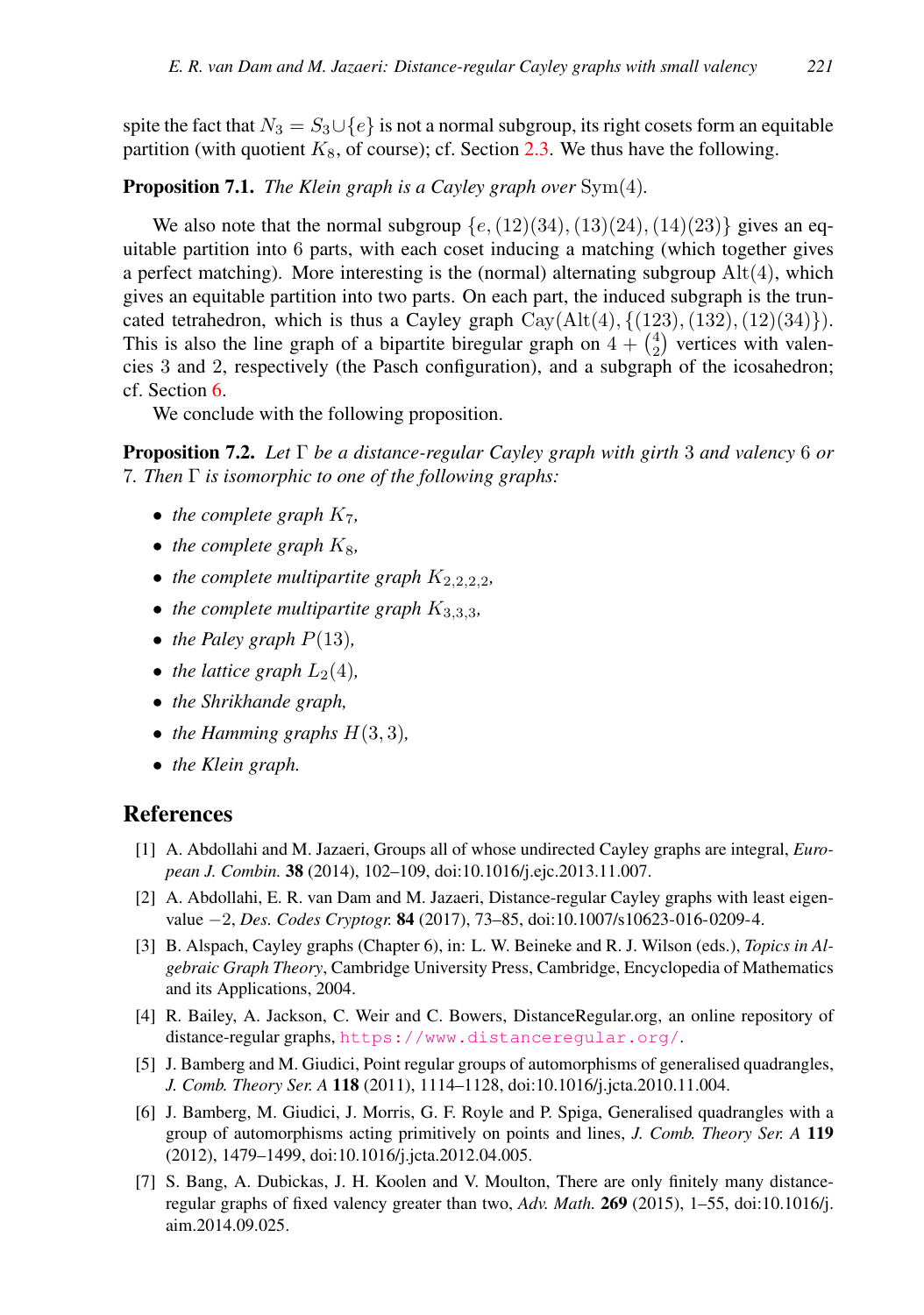spite the fact that $N_3 = S_3 \cup \{e\}$ is not a normal subgroup, its right cosets form an equitable partition (with quotient $K_8$, of course); cf. Section 2.3. We thus have the following.

**Proposition 7.1.** *The Klein graph is a Cayley graph over* $\mathrm{Sym}(4)$.

We also note that the normal subgroup $\{e, (12)(34), (13)(24), (14)(23)\}$ gives an equitable partition into 6 parts, with each coset inducing a matching (which together gives a perfect matching). More interesting is the (normal) alternating subgroup $\mathrm{Alt}(4)$, which gives an equitable partition into two parts. On each part, the induced subgraph is the truncated tetrahedron, which is thus a Cayley graph $\mathrm{Cay}(\mathrm{Alt}(4), \{(123), (132), (12)(34)\})$. This is also the line graph of a bipartite biregular graph on $4 + \binom{4}{2}$ vertices with valencies 3 and 2, respectively (the Pasch configuration), and a subgraph of the icosahedron; cf. Section 6.

We conclude with the following proposition.

**Proposition 7.2.** *Let* $\Gamma$ *be a distance-regular Cayley graph with girth* 3 *and valency* 6 *or* 7*. Then* $\Gamma$ *is isomorphic to one of the following graphs:*

- *the complete graph* $K_7$,
- *the complete graph* $K_8$,
- *the complete multipartite graph* $K_{2,2,2,2}$,
- *the complete multipartite graph* $K_{3,3,3}$,
- *the Paley graph* $P(13)$,
- *the lattice graph* $L_2(4)$,
- *the Shrikhande graph,*
- *the Hamming graphs* $H(3, 3)$,
- *the Klein graph.*

## References

[1] A. Abdollahi and M. Jazaeri, Groups all of whose undirected Cayley graphs are integral, *European J. Combin.* **38** (2014), 102–109, doi:10.1016/j.ejc.2013.11.007.

[2] A. Abdollahi, E. R. van Dam and M. Jazaeri, Distance-regular Cayley graphs with least eigenvalue $-2$, *Des. Codes Cryptogr.* **84** (2017), 73–85, doi:10.1007/s10623-016-0209-4.

[3] B. Alspach, Cayley graphs (Chapter 6), in: L. W. Beineke and R. J. Wilson (eds.), *Topics in Algebraic Graph Theory*, Cambridge University Press, Cambridge, Encyclopedia of Mathematics and its Applications, 2004.

[4] R. Bailey, A. Jackson, C. Weir and C. Bowers, DistanceRegular.org, an online repository of distance-regular graphs, https://www.distanceregular.org/.

[5] J. Bamberg and M. Giudici, Point regular groups of automorphisms of generalised quadrangles, *J. Comb. Theory Ser. A* **118** (2011), 1114–1128, doi:10.1016/j.jcta.2010.11.004.

[6] J. Bamberg, M. Giudici, J. Morris, G. F. Royle and P. Spiga, Generalised quadrangles with a group of automorphisms acting primitively on points and lines, *J. Comb. Theory Ser. A* **119** (2012), 1479–1499, doi:10.1016/j.jcta.2012.04.005.

[7] S. Bang, A. Dubickas, J. H. Koolen and V. Moulton, There are only finitely many distance-regular graphs of fixed valency greater than two, *Adv. Math.* **269** (2015), 1–55, doi:10.1016/j.aim.2014.09.025.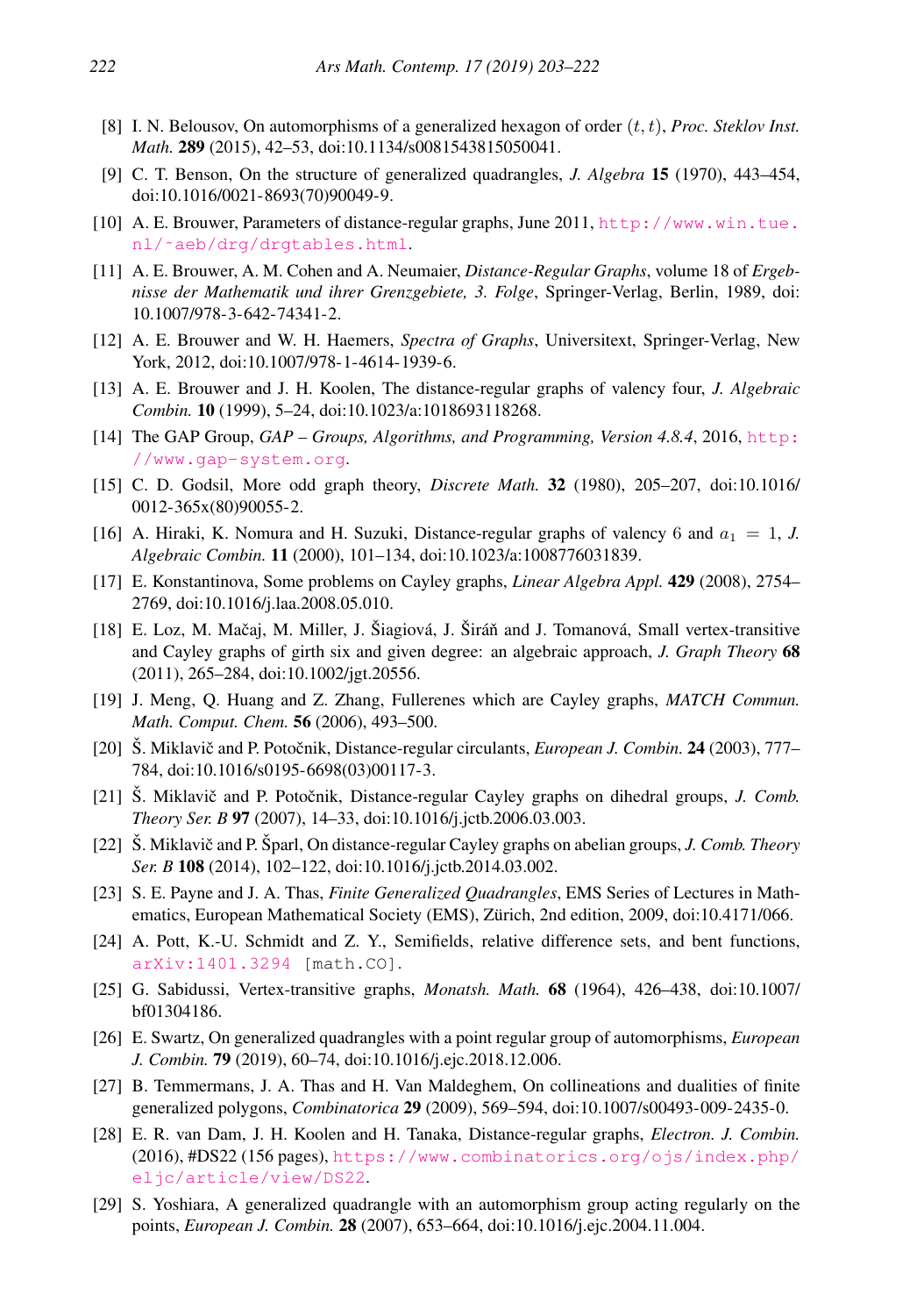[8] I. N. Belousov, On automorphisms of a generalized hexagon of order $(t, t)$, *Proc. Steklov Inst. Math.* **289** (2015), 42–53, doi:10.1134/s0081543815050041.

[9] C. T. Benson, On the structure of generalized quadrangles, *J. Algebra* **15** (1970), 443–454, doi:10.1016/0021-8693(70)90049-9.

[10] A. E. Brouwer, Parameters of distance-regular graphs, June 2011, http://www.win.tue.nl/~aeb/drg/drgtables.html.

[11] A. E. Brouwer, A. M. Cohen and A. Neumaier, *Distance-Regular Graphs*, volume 18 of *Ergebnisse der Mathematik und ihrer Grenzgebiete, 3. Folge*, Springer-Verlag, Berlin, 1989, doi:10.1007/978-3-642-74341-2.

[12] A. E. Brouwer and W. H. Haemers, *Spectra of Graphs*, Universitext, Springer-Verlag, New York, 2012, doi:10.1007/978-1-4614-1939-6.

[13] A. E. Brouwer and J. H. Koolen, The distance-regular graphs of valency four, *J. Algebraic Combin.* **10** (1999), 5–24, doi:10.1023/a:1018693118268.

[14] The GAP Group, *GAP – Groups, Algorithms, and Programming, Version 4.8.4*, 2016, http://www.gap-system.org.

[15] C. D. Godsil, More odd graph theory, *Discrete Math.* **32** (1980), 205–207, doi:10.1016/0012-365x(80)90055-2.

[16] A. Hiraki, K. Nomura and H. Suzuki, Distance-regular graphs of valency 6 and $a_1 = 1$, *J. Algebraic Combin.* **11** (2000), 101–134, doi:10.1023/a:1008776031839.

[17] E. Konstantinova, Some problems on Cayley graphs, *Linear Algebra Appl.* **429** (2008), 2754–2769, doi:10.1016/j.laa.2008.05.010.

[18] E. Loz, M. Mačaj, M. Miller, J. Šiagiová, J. Širáň and J. Tomanová, Small vertex-transitive and Cayley graphs of girth six and given degree: an algebraic approach, *J. Graph Theory* **68** (2011), 265–284, doi:10.1002/jgt.20556.

[19] J. Meng, Q. Huang and Z. Zhang, Fullerenes which are Cayley graphs, *MATCH Commun. Math. Comput. Chem.* **56** (2006), 493–500.

[20] Š. Miklavič and P. Potočnik, Distance-regular circulants, *European J. Combin.* **24** (2003), 777–784, doi:10.1016/s0195-6698(03)00117-3.

[21] Š. Miklavič and P. Potočnik, Distance-regular Cayley graphs on dihedral groups, *J. Comb. Theory Ser. B* **97** (2007), 14–33, doi:10.1016/j.jctb.2006.03.003.

[22] Š. Miklavič and P. Šparl, On distance-regular Cayley graphs on abelian groups, *J. Comb. Theory Ser. B* **108** (2014), 102–122, doi:10.1016/j.jctb.2014.03.002.

[23] S. E. Payne and J. A. Thas, *Finite Generalized Quadrangles*, EMS Series of Lectures in Mathematics, European Mathematical Society (EMS), Zürich, 2nd edition, 2009, doi:10.4171/066.

[24] A. Pott, K.-U. Schmidt and Z. Y., Semifields, relative difference sets, and bent functions, arXiv:1401.3294 [math.CO].

[25] G. Sabidussi, Vertex-transitive graphs, *Monatsh. Math.* **68** (1964), 426–438, doi:10.1007/bf01304186.

[26] E. Swartz, On generalized quadrangles with a point regular group of automorphisms, *European J. Combin.* **79** (2019), 60–74, doi:10.1016/j.ejc.2018.12.006.

[27] B. Temmermans, J. A. Thas and H. Van Maldeghem, On collineations and dualities of finite generalized polygons, *Combinatorica* **29** (2009), 569–594, doi:10.1007/s00493-009-2435-0.

[28] E. R. van Dam, J. H. Koolen and H. Tanaka, Distance-regular graphs, *Electron. J. Combin.* (2016), #DS22 (156 pages), https://www.combinatorics.org/ojs/index.php/eljc/article/view/DS22.

[29] S. Yoshiara, A generalized quadrangle with an automorphism group acting regularly on the points, *European J. Combin.* **28** (2007), 653–664, doi:10.1016/j.ejc.2004.11.004.